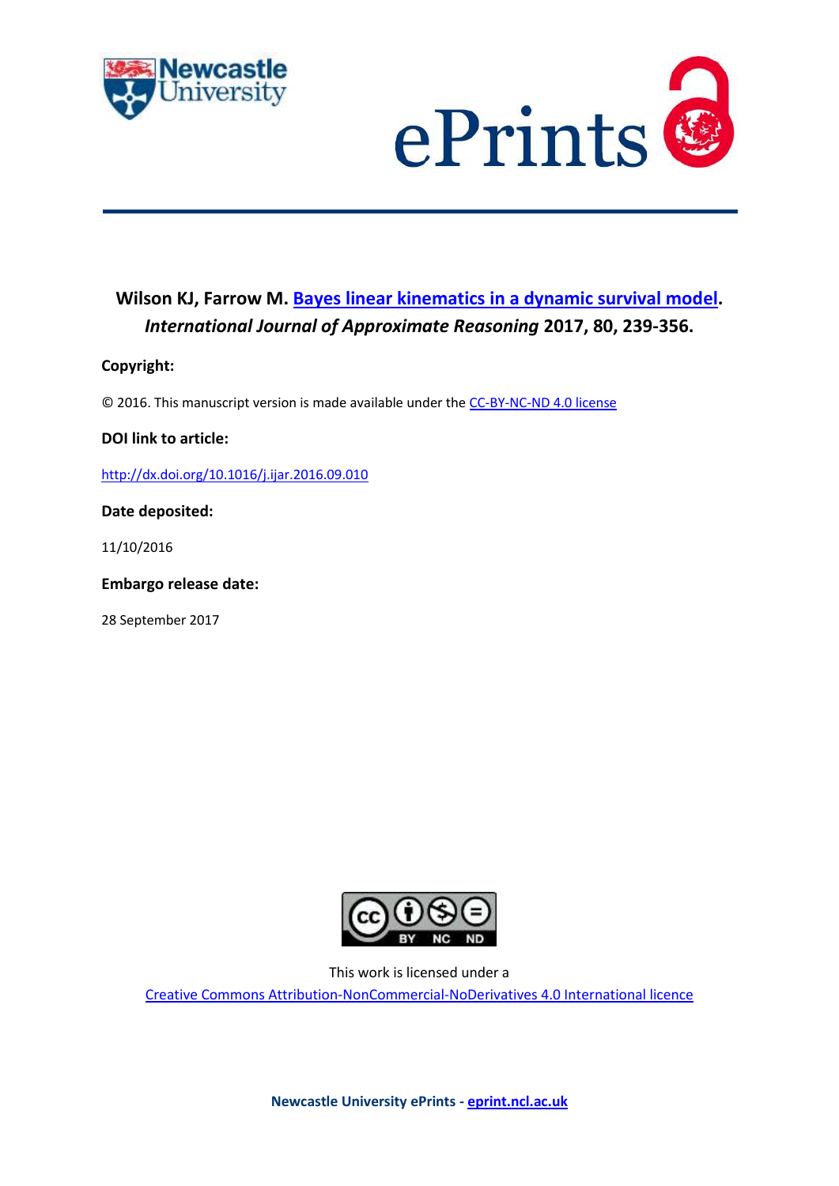**Wilson KJ, Farrow M. [Bayes linear kinematics in a dynamic survival model](http://dx.doi.org/10.1016/j.ijar.2016.09.010).**
***International Journal of Approximate Reasoning* 2017, 80, 239-356.**

**Copyright:**

© 2016. This manuscript version is made available under the CC-BY-NC-ND 4.0 license

**DOI link to article:**

http://dx.doi.org/10.1016/j.ijar.2016.09.010

**Date deposited:**

11/10/2016

**Embargo release date:**

28 September 2017

This work is licensed under a
Creative Commons Attribution-NonCommercial-NoDerivatives 4.0 International licence

**Newcastle University ePrints - eprint.ncl.ac.uk**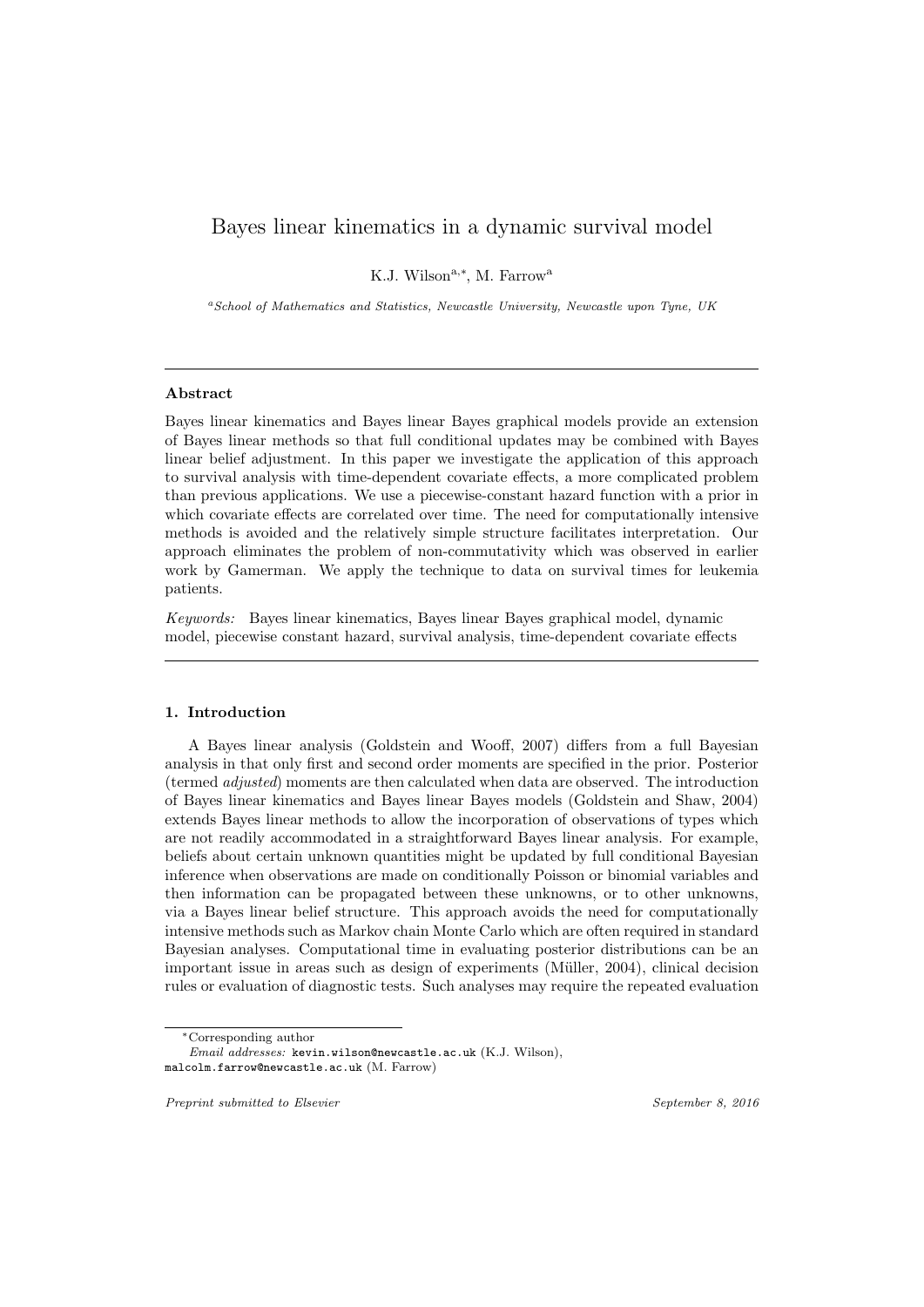# Bayes linear kinematics in a dynamic survival model

K.J. Wilson[a,*], M. Farrow[a]

[a] *School of Mathematics and Statistics, Newcastle University, Newcastle upon Tyne, UK*

---

## Abstract

Bayes linear kinematics and Bayes linear Bayes graphical models provide an extension of Bayes linear methods so that full conditional updates may be combined with Bayes linear belief adjustment. In this paper we investigate the application of this approach to survival analysis with time-dependent covariate effects, a more complicated problem than previous applications. We use a piecewise-constant hazard function with a prior in which covariate effects are correlated over time. The need for computationally intensive methods is avoided and the relatively simple structure facilitates interpretation. Our approach eliminates the problem of non-commutativity which was observed in earlier work by Gamerman. We apply the technique to data on survival times for leukemia patients.

*Keywords:* Bayes linear kinematics, Bayes linear Bayes graphical model, dynamic model, piecewise constant hazard, survival analysis, time-dependent covariate effects

---

## 1. Introduction

A Bayes linear analysis (Goldstein and Wooff, 2007) differs from a full Bayesian analysis in that only first and second order moments are specified in the prior. Posterior (termed *adjusted*) moments are then calculated when data are observed. The introduction of Bayes linear kinematics and Bayes linear Bayes models (Goldstein and Shaw, 2004) extends Bayes linear methods to allow the incorporation of observations of types which are not readily accommodated in a straightforward Bayes linear analysis. For example, beliefs about certain unknown quantities might be updated by full conditional Bayesian inference when observations are made on conditionally Poisson or binomial variables and then information can be propagated between these unknowns, or to other unknowns, via a Bayes linear belief structure. This approach avoids the need for computationally intensive methods such as Markov chain Monte Carlo which are often required in standard Bayesian analyses. Computational time in evaluating posterior distributions can be an important issue in areas such as design of experiments (Müller, 2004), clinical decision rules or evaluation of diagnostic tests. Such analyses may require the repeated evaluation

---

*Corresponding author

*Email addresses:* kevin.wilson@newcastle.ac.uk (K.J. Wilson), malcolm.farrow@newcastle.ac.uk (M. Farrow)

*Preprint submitted to Elsevier* — *September 8, 2016*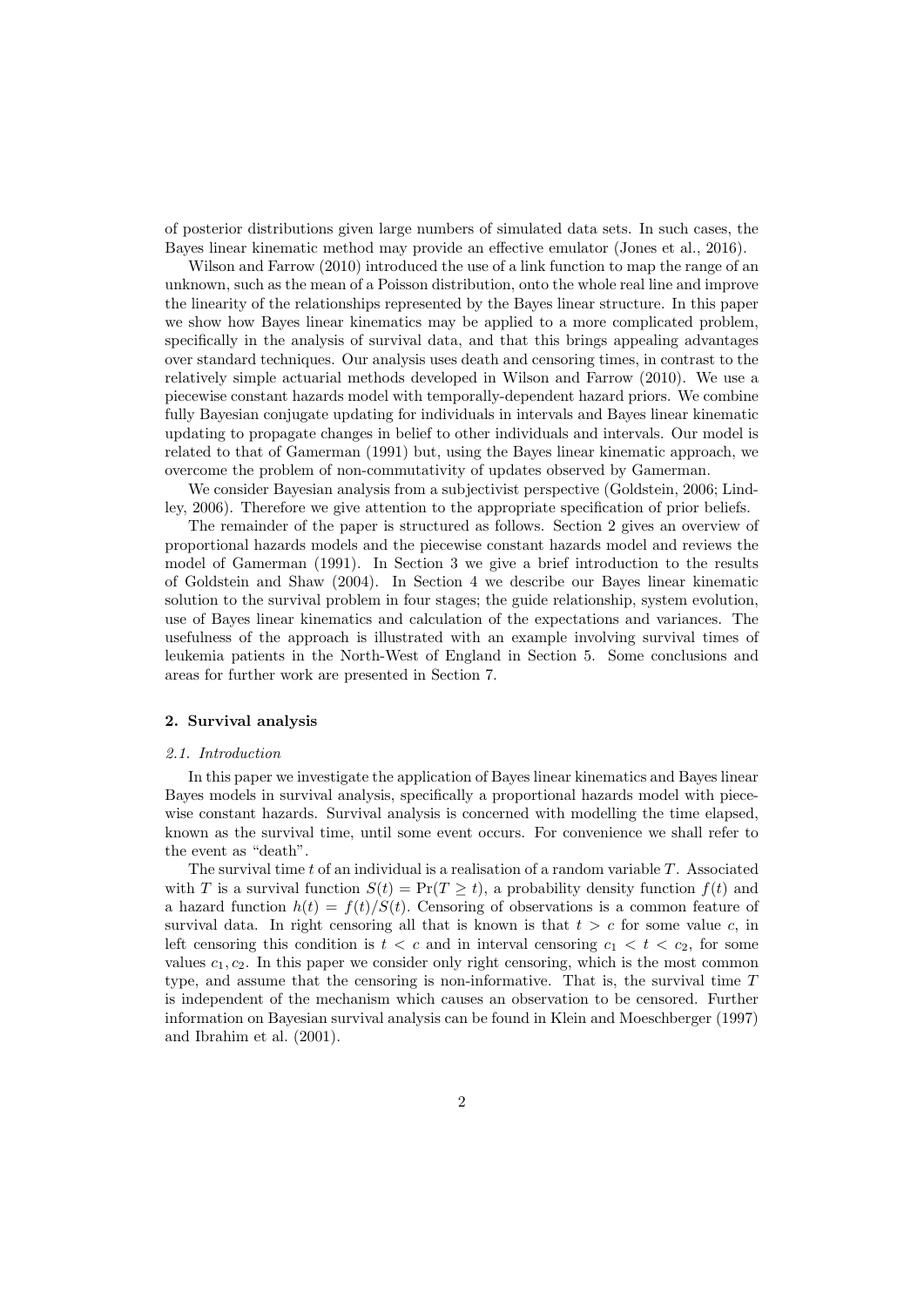of posterior distributions given large numbers of simulated data sets. In such cases, the Bayes linear kinematic method may provide an effective emulator (Jones et al., 2016).

Wilson and Farrow (2010) introduced the use of a link function to map the range of an unknown, such as the mean of a Poisson distribution, onto the whole real line and improve the linearity of the relationships represented by the Bayes linear structure. In this paper we show how Bayes linear kinematics may be applied to a more complicated problem, specifically in the analysis of survival data, and that this brings appealing advantages over standard techniques. Our analysis uses death and censoring times, in contrast to the relatively simple actuarial methods developed in Wilson and Farrow (2010). We use a piecewise constant hazards model with temporally-dependent hazard priors. We combine fully Bayesian conjugate updating for individuals in intervals and Bayes linear kinematic updating to propagate changes in belief to other individuals and intervals. Our model is related to that of Gamerman (1991) but, using the Bayes linear kinematic approach, we overcome the problem of non-commutativity of updates observed by Gamerman.

We consider Bayesian analysis from a subjectivist perspective (Goldstein, 2006; Lindley, 2006). Therefore we give attention to the appropriate specification of prior beliefs.

The remainder of the paper is structured as follows. Section 2 gives an overview of proportional hazards models and the piecewise constant hazards model and reviews the model of Gamerman (1991). In Section 3 we give a brief introduction to the results of Goldstein and Shaw (2004). In Section 4 we describe our Bayes linear kinematic solution to the survival problem in four stages; the guide relationship, system evolution, use of Bayes linear kinematics and calculation of the expectations and variances. The usefulness of the approach is illustrated with an example involving survival times of leukemia patients in the North-West of England in Section 5. Some conclusions and areas for further work are presented in Section 7.

## 2. Survival analysis

### *2.1. Introduction*

In this paper we investigate the application of Bayes linear kinematics and Bayes linear Bayes models in survival analysis, specifically a proportional hazards model with piecewise constant hazards. Survival analysis is concerned with modelling the time elapsed, known as the survival time, until some event occurs. For convenience we shall refer to the event as "death".

The survival time $t$ of an individual is a realisation of a random variable $T$. Associated with $T$ is a survival function $S(t) = \Pr(T \geq t)$, a probability density function $f(t)$ and a hazard function $h(t) = f(t)/S(t)$. Censoring of observations is a common feature of survival data. In right censoring all that is known is that $t > c$ for some value $c$, in left censoring this condition is $t < c$ and in interval censoring $c_1 < t < c_2$, for some values $c_1, c_2$. In this paper we consider only right censoring, which is the most common type, and assume that the censoring is non-informative. That is, the survival time $T$ is independent of the mechanism which causes an observation to be censored. Further information on Bayesian survival analysis can be found in Klein and Moeschberger (1997) and Ibrahim et al. (2001).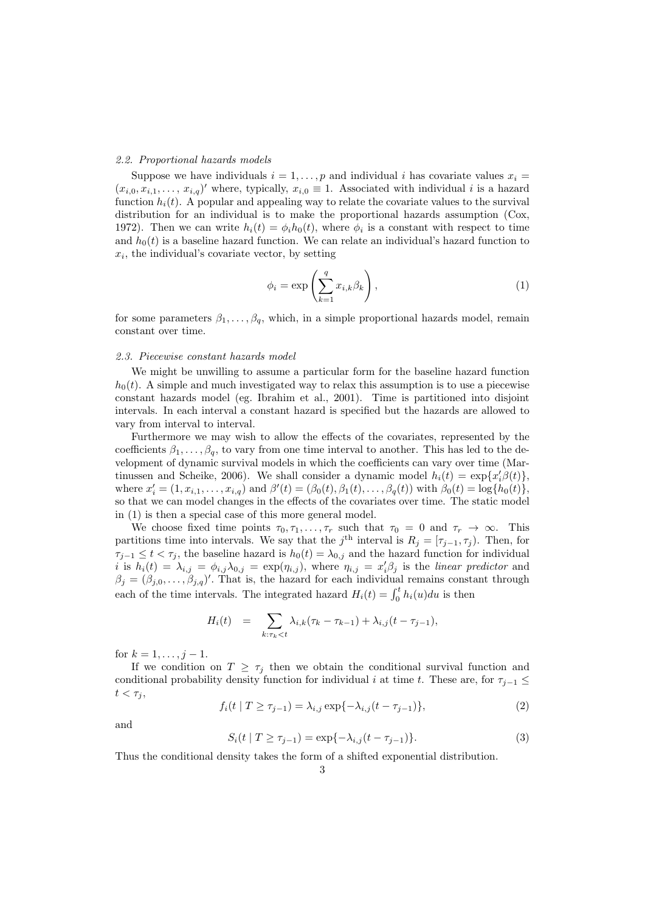### 2.2. Proportional hazards models

Suppose we have individuals $i = 1, \ldots, p$ and individual $i$ has covariate values $x_i = (x_{i,0}, x_{i,1}, \ldots, x_{i,q})'$ where, typically, $x_{i,0} \equiv 1$. Associated with individual $i$ is a hazard function $h_i(t)$. A popular and appealing way to relate the covariate values to the survival distribution for an individual is to make the proportional hazards assumption (Cox, 1972). Then we can write $h_i(t) = \phi_i h_0(t)$, where $\phi_i$ is a constant with respect to time and $h_0(t)$ is a baseline hazard function. We can relate an individual's hazard function to $x_i$, the individual's covariate vector, by setting

$$\phi_i = \exp\left(\sum_{k=1}^{q} x_{i,k}\beta_k\right), \tag{1}$$

for some parameters $\beta_1, \ldots, \beta_q$, which, in a simple proportional hazards model, remain constant over time.

### 2.3. Piecewise constant hazards model

We might be unwilling to assume a particular form for the baseline hazard function $h_0(t)$. A simple and much investigated way to relax this assumption is to use a piecewise constant hazards model (eg. Ibrahim et al., 2001). Time is partitioned into disjoint intervals. In each interval a constant hazard is specified but the hazards are allowed to vary from interval to interval.

Furthermore we may wish to allow the effects of the covariates, represented by the coefficients $\beta_1, \ldots, \beta_q$, to vary from one time interval to another. This has led to the development of dynamic survival models in which the coefficients can vary over time (Martinussen and Scheike, 2006). We shall consider a dynamic model $h_i(t) = \exp\{x_i'\beta(t)\}$, where $x_i' = (1, x_{i,1}, \ldots, x_{i,q})$ and $\beta'(t) = (\beta_0(t), \beta_1(t), \ldots, \beta_q(t))$ with $\beta_0(t) = \log\{h_0(t)\}$, so that we can model changes in the effects of the covariates over time. The static model in (1) is then a special case of this more general model.

We choose fixed time points $\tau_0, \tau_1, \ldots, \tau_r$ such that $\tau_0 = 0$ and $\tau_r \to \infty$. This partitions time into intervals. We say that the $j^{\text{th}}$ interval is $R_j = [\tau_{j-1}, \tau_j)$. Then, for $\tau_{j-1} \leq t < \tau_j$, the baseline hazard is $h_0(t) = \lambda_{0,j}$ and the hazard function for individual $i$ is $h_i(t) = \lambda_{i,j} = \phi_{i,j}\lambda_{0,j} = \exp(\eta_{i,j})$, where $\eta_{i,j} = x_i'\beta_j$ is the *linear predictor* and $\beta_j = (\beta_{j,0}, \ldots, \beta_{j,q})'$. That is, the hazard for each individual remains constant through each of the time intervals. The integrated hazard $H_i(t) = \int_0^t h_i(u)du$ is then

$$H_i(t) \;\; = \sum_{k:\tau_k < t} \lambda_{i,k}(\tau_k - \tau_{k-1}) + \lambda_{i,j}(t - \tau_{j-1}),$$

for $k = 1, \ldots, j-1$.

If we condition on $T \geq \tau_j$ then we obtain the conditional survival function and conditional probability density function for individual $i$ at time $t$. These are, for $\tau_{j-1} \leq t < \tau_j$,

$$f_i(t \mid T \geq \tau_{j-1}) = \lambda_{i,j}\exp\{-\lambda_{i,j}(t - \tau_{j-1})\}, \tag{2}$$

and

$$S_i(t \mid T \geq \tau_{j-1}) = \exp\{-\lambda_{i,j}(t - \tau_{j-1})\}. \tag{3}$$

Thus the conditional density takes the form of a shifted exponential distribution.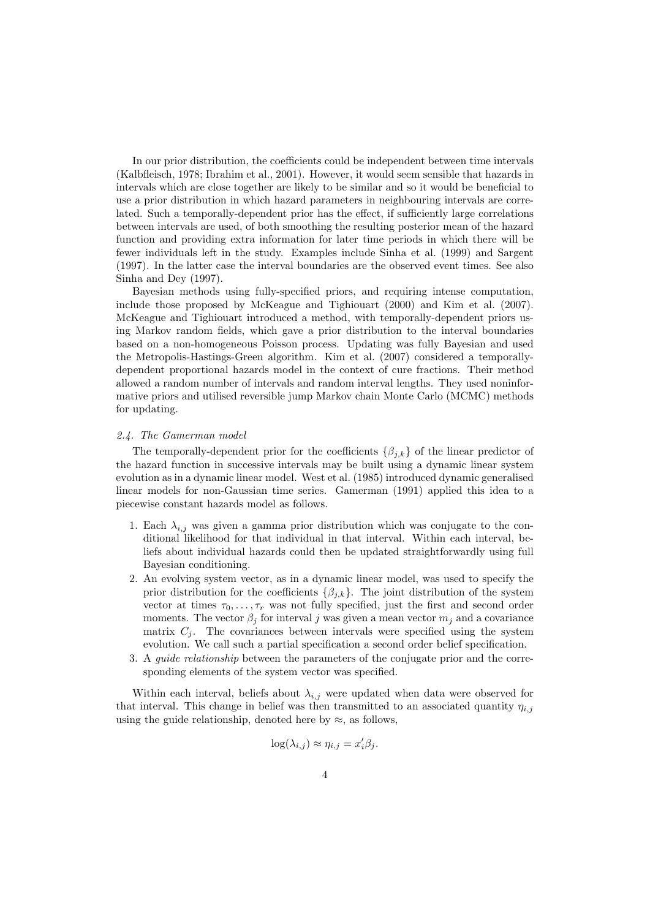In our prior distribution, the coefficients could be independent between time intervals (Kalbfleisch, 1978; Ibrahim et al., 2001). However, it would seem sensible that hazards in intervals which are close together are likely to be similar and so it would be beneficial to use a prior distribution in which hazard parameters in neighbouring intervals are correlated. Such a temporally-dependent prior has the effect, if sufficiently large correlations between intervals are used, of both smoothing the resulting posterior mean of the hazard function and providing extra information for later time periods in which there will be fewer individuals left in the study. Examples include Sinha et al. (1999) and Sargent (1997). In the latter case the interval boundaries are the observed event times. See also Sinha and Dey (1997).

Bayesian methods using fully-specified priors, and requiring intense computation, include those proposed by McKeague and Tighiouart (2000) and Kim et al. (2007). McKeague and Tighiouart introduced a method, with temporally-dependent priors using Markov random fields, which gave a prior distribution to the interval boundaries based on a non-homogeneous Poisson process. Updating was fully Bayesian and used the Metropolis-Hastings-Green algorithm. Kim et al. (2007) considered a temporally-dependent proportional hazards model in the context of cure fractions. Their method allowed a random number of intervals and random interval lengths. They used noninformative priors and utilised reversible jump Markov chain Monte Carlo (MCMC) methods for updating.

### *2.4. The Gamerman model*

The temporally-dependent prior for the coefficients $\{\beta_{j,k}\}$ of the linear predictor of the hazard function in successive intervals may be built using a dynamic linear system evolution as in a dynamic linear model. West et al. (1985) introduced dynamic generalised linear models for non-Gaussian time series. Gamerman (1991) applied this idea to a piecewise constant hazards model as follows.

1. Each $\lambda_{i,j}$ was given a gamma prior distribution which was conjugate to the conditional likelihood for that individual in that interval. Within each interval, beliefs about individual hazards could then be updated straightforwardly using full Bayesian conditioning.
2. An evolving system vector, as in a dynamic linear model, was used to specify the prior distribution for the coefficients $\{\beta_{j,k}\}$. The joint distribution of the system vector at times $\tau_0, \ldots, \tau_r$ was not fully specified, just the first and second order moments. The vector $\beta_j$ for interval $j$ was given a mean vector $m_j$ and a covariance matrix $C_j$. The covariances between intervals were specified using the system evolution. We call such a partial specification a second order belief specification.
3. A *guide relationship* between the parameters of the conjugate prior and the corresponding elements of the system vector was specified.

Within each interval, beliefs about $\lambda_{i,j}$ were updated when data were observed for that interval. This change in belief was then transmitted to an associated quantity $\eta_{i,j}$ using the guide relationship, denoted here by $\approx$, as follows,

$$\log(\lambda_{i,j}) \approx \eta_{i,j} = x_i'\beta_j.$$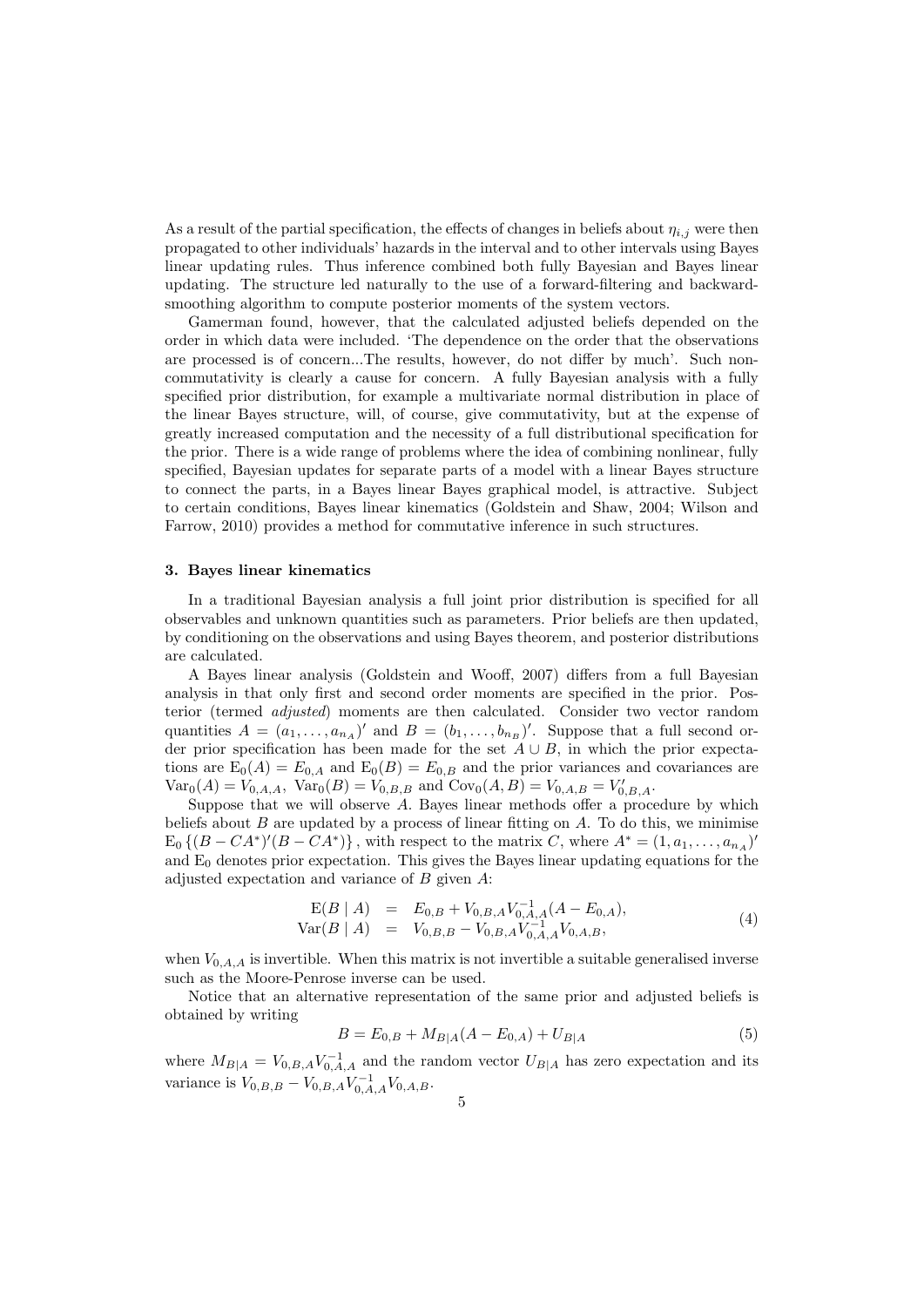As a result of the partial specification, the effects of changes in beliefs about $\eta_{i,j}$ were then propagated to other individuals' hazards in the interval and to other intervals using Bayes linear updating rules. Thus inference combined both fully Bayesian and Bayes linear updating. The structure led naturally to the use of a forward-filtering and backward-smoothing algorithm to compute posterior moments of the system vectors.

Gamerman found, however, that the calculated adjusted beliefs depended on the order in which data were included. 'The dependence on the order that the observations are processed is of concern...The results, however, do not differ by much'. Such non-commutativity is clearly a cause for concern. A fully Bayesian analysis with a fully specified prior distribution, for example a multivariate normal distribution in place of the linear Bayes structure, will, of course, give commutativity, but at the expense of greatly increased computation and the necessity of a full distributional specification for the prior. There is a wide range of problems where the idea of combining nonlinear, fully specified, Bayesian updates for separate parts of a model with a linear Bayes structure to connect the parts, in a Bayes linear Bayes graphical model, is attractive. Subject to certain conditions, Bayes linear kinematics (Goldstein and Shaw, 2004; Wilson and Farrow, 2010) provides a method for commutative inference in such structures.

## 3. Bayes linear kinematics

In a traditional Bayesian analysis a full joint prior distribution is specified for all observables and unknown quantities such as parameters. Prior beliefs are then updated, by conditioning on the observations and using Bayes theorem, and posterior distributions are calculated.

A Bayes linear analysis (Goldstein and Wooff, 2007) differs from a full Bayesian analysis in that only first and second order moments are specified in the prior. Posterior (termed *adjusted*) moments are then calculated. Consider two vector random quantities $A = (a_1, \ldots, a_{n_A})'$ and $B = (b_1, \ldots, b_{n_B})'$. Suppose that a full second order prior specification has been made for the set $A \cup B$, in which the prior expectations are $\mathrm{E}_0(A) = E_{0,A}$ and $\mathrm{E}_0(B) = E_{0,B}$ and the prior variances and covariances are $\mathrm{Var}_0(A) = V_{0,A,A}$, $\mathrm{Var}_0(B) = V_{0,B,B}$ and $\mathrm{Cov}_0(A, B) = V_{0,A,B} = V'_{0,B,A}$.

Suppose that we will observe $A$. Bayes linear methods offer a procedure by which beliefs about $B$ are updated by a process of linear fitting on $A$. To do this, we minimise $\mathrm{E}_0\left\{(B - CA^*)'(B - CA^*)\right\}$, with respect to the matrix $C$, where $A^* = (1, a_1, \ldots, a_{n_A})'$ and $\mathrm{E}_0$ denotes prior expectation. This gives the Bayes linear updating equations for the adjusted expectation and variance of $B$ given $A$:

$$
\begin{aligned}
\mathrm{E}(B \mid A) &= E_{0,B} + V_{0,B,A}V_{0,A,A}^{-1}(A - E_{0,A}), \\
\mathrm{Var}(B \mid A) &= V_{0,B,B} - V_{0,B,A}V_{0,A,A}^{-1}V_{0,A,B},
\end{aligned}
\tag{4}
$$

when $V_{0,A,A}$ is invertible. When this matrix is not invertible a suitable generalised inverse such as the Moore-Penrose inverse can be used.

Notice that an alternative representation of the same prior and adjusted beliefs is obtained by writing

$$
B = E_{0,B} + M_{B|A}(A - E_{0,A}) + U_{B|A} \tag{5}
$$

where $M_{B|A} = V_{0,B,A}V_{0,A,A}^{-1}$ and the random vector $U_{B|A}$ has zero expectation and its variance is $V_{0,B,B} - V_{0,B,A}V_{0,A,A}^{-1}V_{0,A,B}$.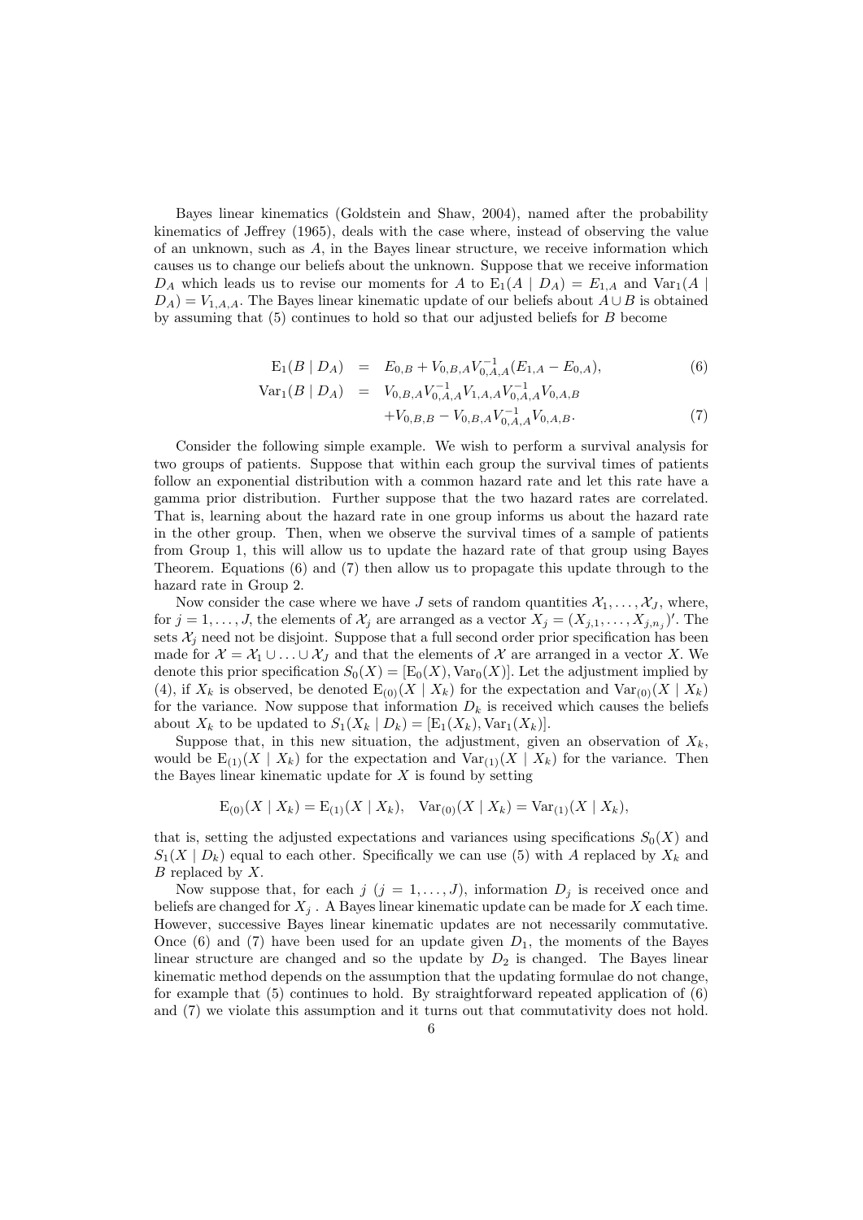Bayes linear kinematics (Goldstein and Shaw, 2004), named after the probability kinematics of Jeffrey (1965), deals with the case where, instead of observing the value of an unknown, such as $A$, in the Bayes linear structure, we receive information which causes us to change our beliefs about the unknown. Suppose that we receive information $D_A$ which leads us to revise our moments for $A$ to $\mathrm{E}_1(A \mid D_A) = E_{1,A}$ and $\mathrm{Var}_1(A \mid D_A) = V_{1,A,A}$. The Bayes linear kinematic update of our beliefs about $A \cup B$ is obtained by assuming that (5) continues to hold so that our adjusted beliefs for $B$ become

$$
\begin{aligned}
\mathrm{E}_1(B \mid D_A) &= E_{0,B} + V_{0,B,A}V_{0,A,A}^{-1}(E_{1,A} - E_{0,A}), && (6)\\
\mathrm{Var}_1(B \mid D_A) &= V_{0,B,A}V_{0,A,A}^{-1}V_{1,A,A}V_{0,A,A}^{-1}V_{0,A,B} \\
&\quad + V_{0,B,B} - V_{0,B,A}V_{0,A,A}^{-1}V_{0,A,B}. && (7)
\end{aligned}
$$

Consider the following simple example. We wish to perform a survival analysis for two groups of patients. Suppose that within each group the survival times of patients follow an exponential distribution with a common hazard rate and let this rate have a gamma prior distribution. Further suppose that the two hazard rates are correlated. That is, learning about the hazard rate in one group informs us about the hazard rate in the other group. Then, when we observe the survival times of a sample of patients from Group 1, this will allow us to update the hazard rate of that group using Bayes Theorem. Equations (6) and (7) then allow us to propagate this update through to the hazard rate in Group 2.

Now consider the case where we have $J$ sets of random quantities $\mathcal{X}_1, \dots, \mathcal{X}_J$, where, for $j = 1, \dots, J$, the elements of $\mathcal{X}_j$ are arranged as a vector $X_j = (X_{j,1}, \dots, X_{j,n_j})'$. The sets $\mathcal{X}_j$ need not be disjoint. Suppose that a full second order prior specification has been made for $\mathcal{X} = \mathcal{X}_1 \cup \ldots \cup \mathcal{X}_J$ and that the elements of $\mathcal{X}$ are arranged in a vector $X$. We denote this prior specification $S_0(X) = [\mathrm{E}_0(X), \mathrm{Var}_0(X)]$. Let the adjustment implied by (4), if $X_k$ is observed, be denoted $\mathrm{E}_{(0)}(X \mid X_k)$ for the expectation and $\mathrm{Var}_{(0)}(X \mid X_k)$ for the variance. Now suppose that information $D_k$ is received which causes the beliefs about $X_k$ to be updated to $S_1(X_k \mid D_k) = [\mathrm{E}_1(X_k), \mathrm{Var}_1(X_k)]$.

Suppose that, in this new situation, the adjustment, given an observation of $X_k$, would be $\mathrm{E}_{(1)}(X \mid X_k)$ for the expectation and $\mathrm{Var}_{(1)}(X \mid X_k)$ for the variance. Then the Bayes linear kinematic update for $X$ is found by setting

$$
\mathrm{E}_{(0)}(X \mid X_k) = \mathrm{E}_{(1)}(X \mid X_k), \quad \mathrm{Var}_{(0)}(X \mid X_k) = \mathrm{Var}_{(1)}(X \mid X_k),
$$

that is, setting the adjusted expectations and variances using specifications $S_0(X)$ and $S_1(X \mid D_k)$ equal to each other. Specifically we can use (5) with $A$ replaced by $X_k$ and $B$ replaced by $X$.

Now suppose that, for each $j$ ($j = 1, \dots, J$), information $D_j$ is received once and beliefs are changed for $X_j$. A Bayes linear kinematic update can be made for $X$ each time. However, successive Bayes linear kinematic updates are not necessarily commutative. Once (6) and (7) have been used for an update given $D_1$, the moments of the Bayes linear structure are changed and so the update by $D_2$ is changed. The Bayes linear kinematic method depends on the assumption that the updating formulae do not change, for example that (5) continues to hold. By straightforward repeated application of (6) and (7) we violate this assumption and it turns out that commutativity does not hold.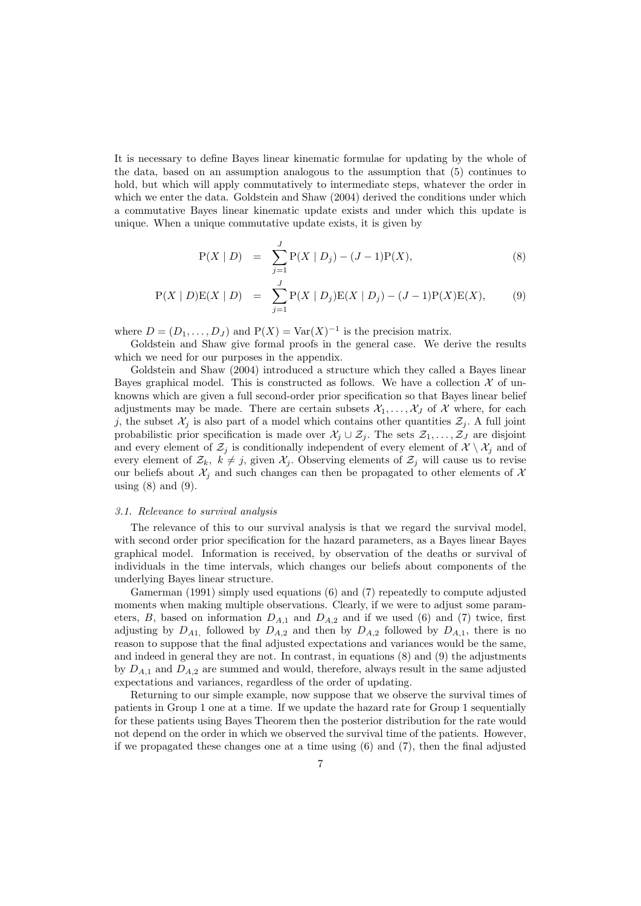It is necessary to define Bayes linear kinematic formulae for updating by the whole of the data, based on an assumption analogous to the assumption that (5) continues to hold, but which will apply commutatively to intermediate steps, whatever the order in which we enter the data. Goldstein and Shaw (2004) derived the conditions under which a commutative Bayes linear kinematic update exists and under which this update is unique. When a unique commutative update exists, it is given by

$$\mathrm{P}(X \mid D) = \sum_{j=1}^{J} \mathrm{P}(X \mid D_j) - (J-1)\mathrm{P}(X), \tag{8}$$

$$\mathrm{P}(X \mid D)\mathrm{E}(X \mid D) = \sum_{j=1}^{J} \mathrm{P}(X \mid D_j)\mathrm{E}(X \mid D_j) - (J-1)\mathrm{P}(X)\mathrm{E}(X), \tag{9}$$

where $D = (D_1, \ldots, D_J)$ and $\mathrm{P}(X) = \mathrm{Var}(X)^{-1}$ is the precision matrix.

Goldstein and Shaw give formal proofs in the general case. We derive the results which we need for our purposes in the appendix.

Goldstein and Shaw (2004) introduced a structure which they called a Bayes linear Bayes graphical model. This is constructed as follows. We have a collection $\mathcal{X}$ of unknowns which are given a full second-order prior specification so that Bayes linear belief adjustments may be made. There are certain subsets $\mathcal{X}_1, \ldots, \mathcal{X}_J$ of $\mathcal{X}$ where, for each $j$, the subset $\mathcal{X}_j$ is also part of a model which contains other quantities $\mathcal{Z}_j$. A full joint probabilistic prior specification is made over $\mathcal{X}_j \cup \mathcal{Z}_j$. The sets $\mathcal{Z}_1, \ldots, \mathcal{Z}_J$ are disjoint and every element of $\mathcal{Z}_j$ is conditionally independent of every element of $\mathcal{X} \setminus \mathcal{X}_j$ and of every element of $\mathcal{Z}_k$, $k \neq j$, given $\mathcal{X}_j$. Observing elements of $\mathcal{Z}_j$ will cause us to revise our beliefs about $\mathcal{X}_j$ and such changes can then be propagated to other elements of $\mathcal{X}$ using (8) and (9).

### *3.1. Relevance to survival analysis*

The relevance of this to our survival analysis is that we regard the survival model, with second order prior specification for the hazard parameters, as a Bayes linear Bayes graphical model. Information is received, by observation of the deaths or survival of individuals in the time intervals, which changes our beliefs about components of the underlying Bayes linear structure.

Gamerman (1991) simply used equations (6) and (7) repeatedly to compute adjusted moments when making multiple observations. Clearly, if we were to adjust some parameters, $B$, based on information $D_{A,1}$ and $D_{A,2}$ and if we used (6) and (7) twice, first adjusting by $D_{A1,}$ followed by $D_{A,2}$ and then by $D_{A,2}$ followed by $D_{A,1}$, there is no reason to suppose that the final adjusted expectations and variances would be the same, and indeed in general they are not. In contrast, in equations (8) and (9) the adjustments by $D_{A,1}$ and $D_{A,2}$ are summed and would, therefore, always result in the same adjusted expectations and variances, regardless of the order of updating.

Returning to our simple example, now suppose that we observe the survival times of patients in Group 1 one at a time. If we update the hazard rate for Group 1 sequentially for these patients using Bayes Theorem then the posterior distribution for the rate would not depend on the order in which we observed the survival time of the patients. However, if we propagated these changes one at a time using (6) and (7), then the final adjusted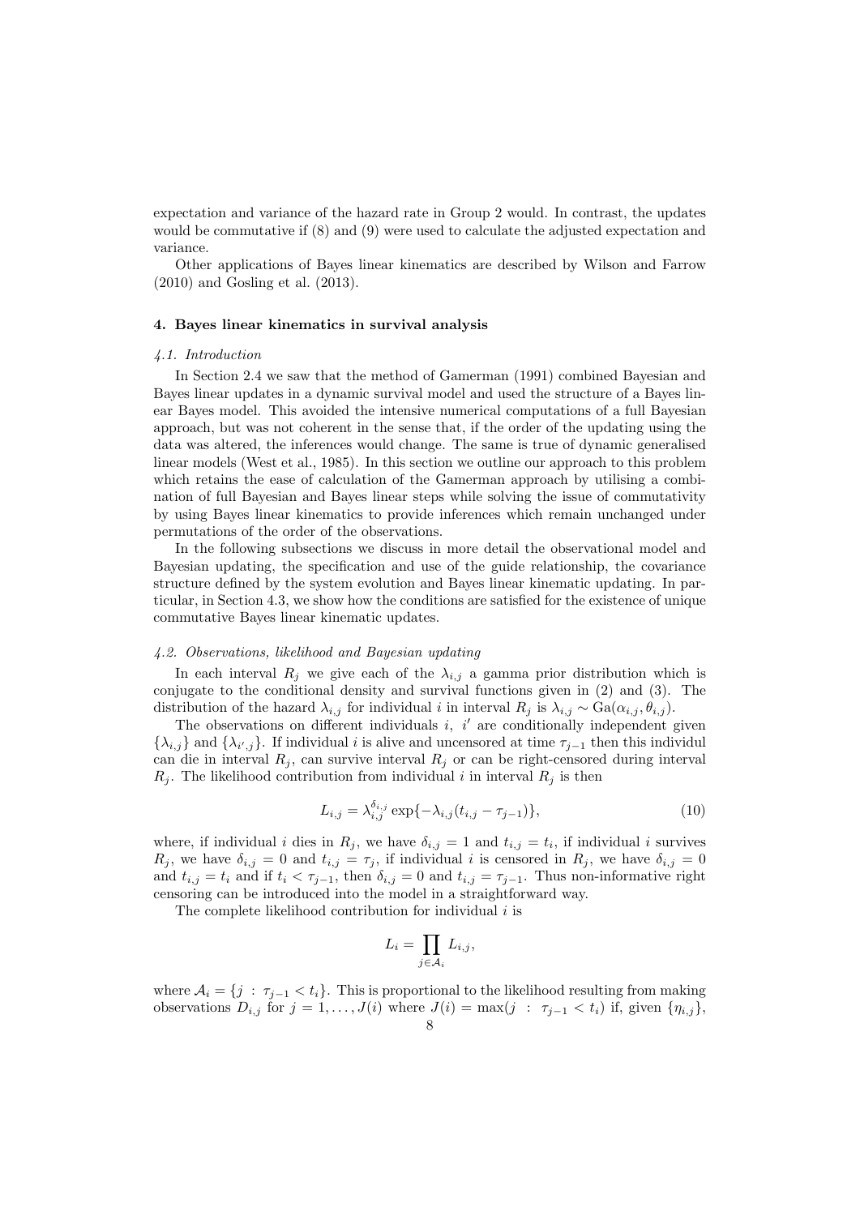expectation and variance of the hazard rate in Group 2 would. In contrast, the updates would be commutative if (8) and (9) were used to calculate the adjusted expectation and variance.

Other applications of Bayes linear kinematics are described by Wilson and Farrow (2010) and Gosling et al. (2013).

## 4. Bayes linear kinematics in survival analysis

### *4.1. Introduction*

In Section 2.4 we saw that the method of Gamerman (1991) combined Bayesian and Bayes linear updates in a dynamic survival model and used the structure of a Bayes linear Bayes model. This avoided the intensive numerical computations of a full Bayesian approach, but was not coherent in the sense that, if the order of the updating using the data was altered, the inferences would change. The same is true of dynamic generalised linear models (West et al., 1985). In this section we outline our approach to this problem which retains the ease of calculation of the Gamerman approach by utilising a combination of full Bayesian and Bayes linear steps while solving the issue of commutativity by using Bayes linear kinematics to provide inferences which remain unchanged under permutations of the order of the observations.

In the following subsections we discuss in more detail the observational model and Bayesian updating, the specification and use of the guide relationship, the covariance structure defined by the system evolution and Bayes linear kinematic updating. In particular, in Section 4.3, we show how the conditions are satisfied for the existence of unique commutative Bayes linear kinematic updates.

### *4.2. Observations, likelihood and Bayesian updating*

In each interval $R_j$ we give each of the $\lambda_{i,j}$ a gamma prior distribution which is conjugate to the conditional density and survival functions given in (2) and (3). The distribution of the hazard $\lambda_{i,j}$ for individual $i$ in interval $R_j$ is $\lambda_{i,j} \sim \text{Ga}(\alpha_{i,j}, \theta_{i,j})$.

The observations on different individuals $i$, $i'$ are conditionally independent given $\{\lambda_{i,j}\}$ and $\{\lambda_{i',j}\}$. If individual $i$ is alive and uncensored at time $\tau_{j-1}$ then this individul can die in interval $R_j$, can survive interval $R_j$ or can be right-censored during interval $R_j$. The likelihood contribution from individual $i$ in interval $R_j$ is then

$$L_{i,j} = \lambda_{i,j}^{\delta_{i,j}} \exp\{-\lambda_{i,j}(t_{i,j} - \tau_{j-1})\}, \tag{10}$$

where, if individual $i$ dies in $R_j$, we have $\delta_{i,j} = 1$ and $t_{i,j} = t_i$, if individual $i$ survives $R_j$, we have $\delta_{i,j} = 0$ and $t_{i,j} = \tau_j$, if individual $i$ is censored in $R_j$, we have $\delta_{i,j} = 0$ and $t_{i,j} = t_i$ and if $t_i < \tau_{j-1}$, then $\delta_{i,j} = 0$ and $t_{i,j} = \tau_{j-1}$. Thus non-informative right censoring can be introduced into the model in a straightforward way.

The complete likelihood contribution for individual $i$ is

$$L_i = \prod_{j \in \mathcal{A}_i} L_{i,j},$$

where $\mathcal{A}_i = \{j \, : \, \tau_{j-1} < t_i\}$. This is proportional to the likelihood resulting from making observations $D_{i,j}$ for $j = 1, \ldots, J(i)$ where $J(i) = \max(j \, : \, \tau_{j-1} < t_i)$ if, given $\{\eta_{i,j}\}$,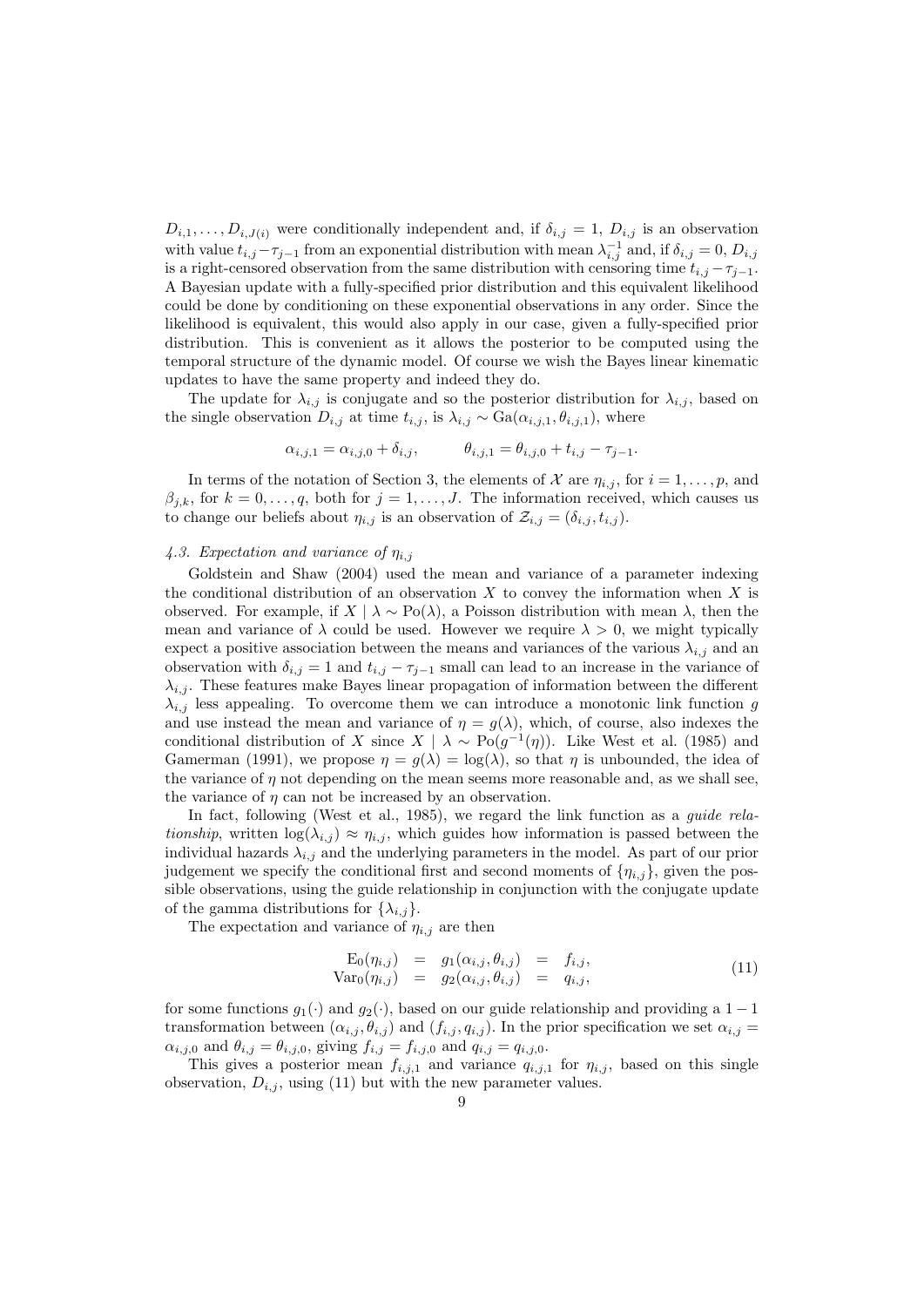$D_{i,1}, \ldots, D_{i,J(i)}$ were conditionally independent and, if $\delta_{i,j} = 1$, $D_{i,j}$ is an observation with value $t_{i,j} - \tau_{j-1}$ from an exponential distribution with mean $\lambda_{i,j}^{-1}$ and, if $\delta_{i,j} = 0$, $D_{i,j}$ is a right-censored observation from the same distribution with censoring time $t_{i,j} - \tau_{j-1}$. A Bayesian update with a fully-specified prior distribution and this equivalent likelihood could be done by conditioning on these exponential observations in any order. Since the likelihood is equivalent, this would also apply in our case, given a fully-specified prior distribution. This is convenient as it allows the posterior to be computed using the temporal structure of the dynamic model. Of course we wish the Bayes linear kinematic updates to have the same property and indeed they do.

The update for $\lambda_{i,j}$ is conjugate and so the posterior distribution for $\lambda_{i,j}$, based on the single observation $D_{i,j}$ at time $t_{i,j}$, is $\lambda_{i,j} \sim \text{Ga}(\alpha_{i,j,1}, \theta_{i,j,1})$, where

$$\alpha_{i,j,1} = \alpha_{i,j,0} + \delta_{i,j}, \qquad \theta_{i,j,1} = \theta_{i,j,0} + t_{i,j} - \tau_{j-1}.$$

In terms of the notation of Section 3, the elements of $\mathcal{X}$ are $\eta_{i,j}$, for $i = 1, \ldots, p$, and $\beta_{j,k}$, for $k = 0, \ldots, q$, both for $j = 1, \ldots, J$. The information received, which causes us to change our beliefs about $\eta_{i,j}$ is an observation of $\mathcal{Z}_{i,j} = (\delta_{i,j}, t_{i,j})$.

### 4.3. Expectation and variance of $\eta_{i,j}$

Goldstein and Shaw (2004) used the mean and variance of a parameter indexing the conditional distribution of an observation $X$ to convey the information when $X$ is observed. For example, if $X \mid \lambda \sim \text{Po}(\lambda)$, a Poisson distribution with mean $\lambda$, then the mean and variance of $\lambda$ could be used. However we require $\lambda > 0$, we might typically expect a positive association between the means and variances of the various $\lambda_{i,j}$ and an observation with $\delta_{i,j} = 1$ and $t_{i,j} - \tau_{j-1}$ small can lead to an increase in the variance of $\lambda_{i,j}$. These features make Bayes linear propagation of information between the different $\lambda_{i,j}$ less appealing. To overcome them we can introduce a monotonic link function $g$ and use instead the mean and variance of $\eta = g(\lambda)$, which, of course, also indexes the conditional distribution of $X$ since $X \mid \lambda \sim \text{Po}(g^{-1}(\eta))$. Like West et al. (1985) and Gamerman (1991), we propose $\eta = g(\lambda) = \log(\lambda)$, so that $\eta$ is unbounded, the idea of the variance of $\eta$ not depending on the mean seems more reasonable and, as we shall see, the variance of $\eta$ can not be increased by an observation.

In fact, following (West et al., 1985), we regard the link function as a *guide relationship*, written $\log(\lambda_{i,j}) \approx \eta_{i,j}$, which guides how information is passed between the individual hazards $\lambda_{i,j}$ and the underlying parameters in the model. As part of our prior judgement we specify the conditional first and second moments of $\{\eta_{i,j}\}$, given the possible observations, using the guide relationship in conjunction with the conjugate update of the gamma distributions for $\{\lambda_{i,j}\}$.

The expectation and variance of $\eta_{i,j}$ are then

$$\begin{array}{rcccl} \text{E}_0(\eta_{i,j}) & = & g_1(\alpha_{i,j}, \theta_{i,j}) & = & f_{i,j}, \\ \text{Var}_0(\eta_{i,j}) & = & g_2(\alpha_{i,j}, \theta_{i,j}) & = & q_{i,j}, \end{array} \tag{11}$$

for some functions $g_1(\cdot)$ and $g_2(\cdot)$, based on our guide relationship and providing a $1-1$ transformation between $(\alpha_{i,j}, \theta_{i,j})$ and $(f_{i,j}, q_{i,j})$. In the prior specification we set $\alpha_{i,j} = \alpha_{i,j,0}$ and $\theta_{i,j} = \theta_{i,j,0}$, giving $f_{i,j} = f_{i,j,0}$ and $q_{i,j} = q_{i,j,0}$.

This gives a posterior mean $f_{i,j,1}$ and variance $q_{i,j,1}$ for $\eta_{i,j}$, based on this single observation, $D_{i,j}$, using (11) but with the new parameter values.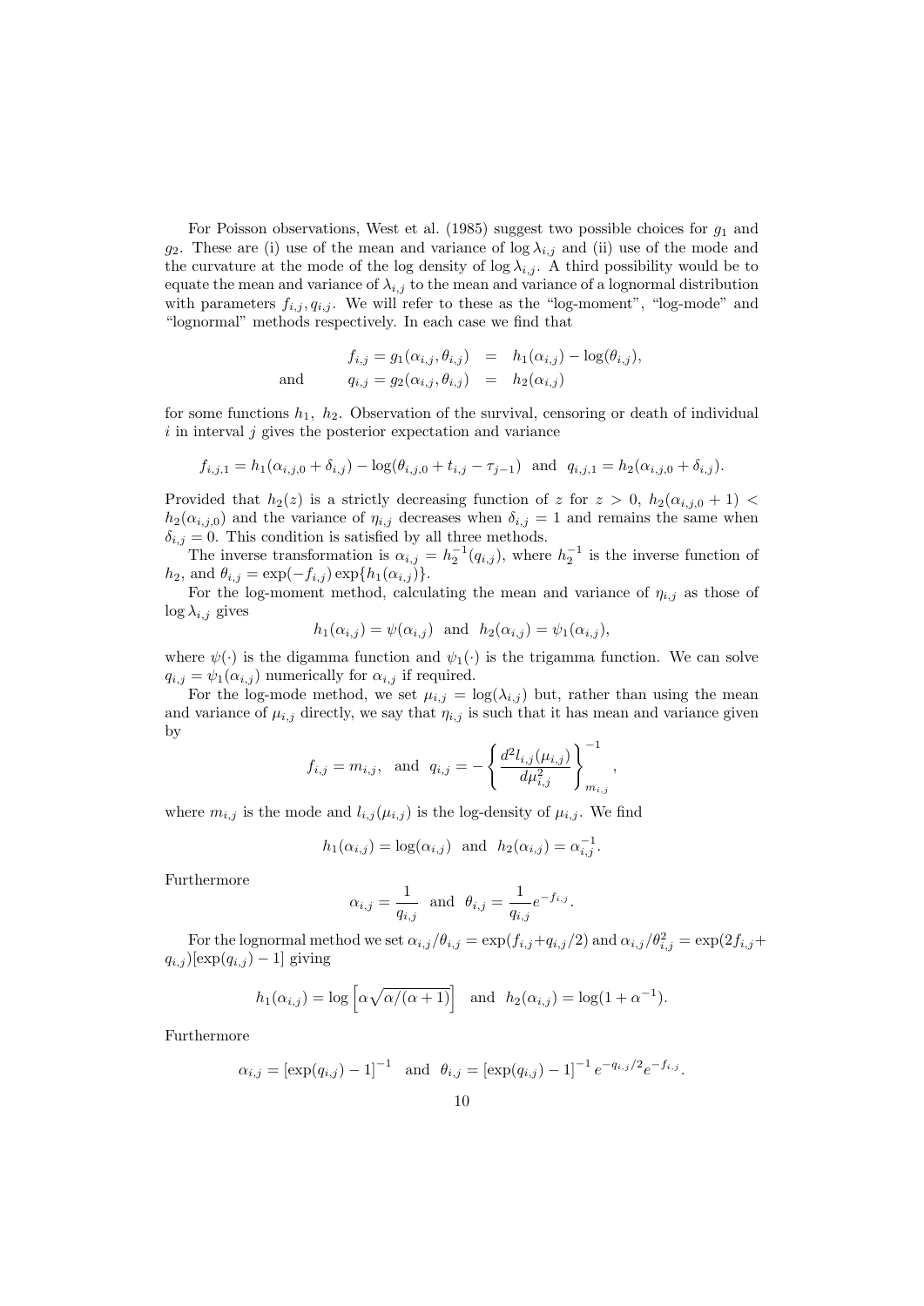For Poisson observations, West et al. (1985) suggest two possible choices for $g_1$ and $g_2$. These are (i) use of the mean and variance of $\log \lambda_{i,j}$ and (ii) use of the mode and the curvature at the mode of the log density of $\log \lambda_{i,j}$. A third possibility would be to equate the mean and variance of $\lambda_{i,j}$ to the mean and variance of a lognormal distribution with parameters $f_{i,j}, q_{i,j}$. We will refer to these as the "log-moment", "log-mode" and "lognormal" methods respectively. In each case we find that

$$
\begin{aligned}
f_{i,j} = g_1(\alpha_{i,j}, \theta_{i,j}) &= h_1(\alpha_{i,j}) - \log(\theta_{i,j}), \\
\text{and} \qquad q_{i,j} = g_2(\alpha_{i,j}, \theta_{i,j}) &= h_2(\alpha_{i,j})
\end{aligned}
$$

for some functions $h_1$, $h_2$. Observation of the survival, censoring or death of individual $i$ in interval $j$ gives the posterior expectation and variance

$$
f_{i,j,1} = h_1(\alpha_{i,j,0} + \delta_{i,j}) - \log(\theta_{i,j,0} + t_{i,j} - \tau_{j-1}) \quad \text{and} \quad q_{i,j,1} = h_2(\alpha_{i,j,0} + \delta_{i,j}).
$$

Provided that $h_2(z)$ is a strictly decreasing function of $z$ for $z > 0$, $h_2(\alpha_{i,j,0} + 1) < h_2(\alpha_{i,j,0})$ and the variance of $\eta_{i,j}$ decreases when $\delta_{i,j} = 1$ and remains the same when $\delta_{i,j} = 0$. This condition is satisfied by all three methods.

The inverse transformation is $\alpha_{i,j} = h_2^{-1}(q_{i,j})$, where $h_2^{-1}$ is the inverse function of $h_2$, and $\theta_{i,j} = \exp(-f_{i,j}) \exp\{h_1(\alpha_{i,j})\}$.

For the log-moment method, calculating the mean and variance of $\eta_{i,j}$ as those of $\log \lambda_{i,j}$ gives

$$
h_1(\alpha_{i,j}) = \psi(\alpha_{i,j}) \quad \text{and} \quad h_2(\alpha_{i,j}) = \psi_1(\alpha_{i,j}),
$$

where $\psi(\cdot)$ is the digamma function and $\psi_1(\cdot)$ is the trigamma function. We can solve $q_{i,j} = \psi_1(\alpha_{i,j})$ numerically for $\alpha_{i,j}$ if required.

For the log-mode method, we set $\mu_{i,j} = \log(\lambda_{i,j})$ but, rather than using the mean and variance of $\mu_{i,j}$ directly, we say that $\eta_{i,j}$ is such that it has mean and variance given by

$$
f_{i,j} = m_{i,j}, \quad \text{and} \quad q_{i,j} = -\left\{ \frac{d^2 l_{i,j}(\mu_{i,j})}{d\mu_{i,j}^2} \right\}_{m_{i,j}}^{-1},
$$

where $m_{i,j}$ is the mode and $l_{i,j}(\mu_{i,j})$ is the log-density of $\mu_{i,j}$. We find

$$
h_1(\alpha_{i,j}) = \log(\alpha_{i,j}) \quad \text{and} \quad h_2(\alpha_{i,j}) = \alpha_{i,j}^{-1}.
$$

Furthermore

$$
\alpha_{i,j} = \frac{1}{q_{i,j}} \quad \text{and} \quad \theta_{i,j} = \frac{1}{q_{i,j}} e^{-f_{i,j}}.
$$

For the lognormal method we set $\alpha_{i,j}/\theta_{i,j} = \exp(f_{i,j} + q_{i,j}/2)$ and $\alpha_{i,j}/\theta_{i,j}^2 = \exp(2f_{i,j} + q_{i,j})[\exp(q_{i,j}) - 1]$ giving

$$
h_1(\alpha_{i,j}) = \log\left[\alpha\sqrt{\alpha/(\alpha+1)}\right] \quad \text{and} \quad h_2(\alpha_{i,j}) = \log(1 + \alpha^{-1}).
$$

Furthermore

$$
\alpha_{i,j} = [\exp(q_{i,j}) - 1]^{-1} \quad \text{and} \quad \theta_{i,j} = [\exp(q_{i,j}) - 1]^{-1} e^{-q_{i,j}/2} e^{-f_{i,j}}.
$$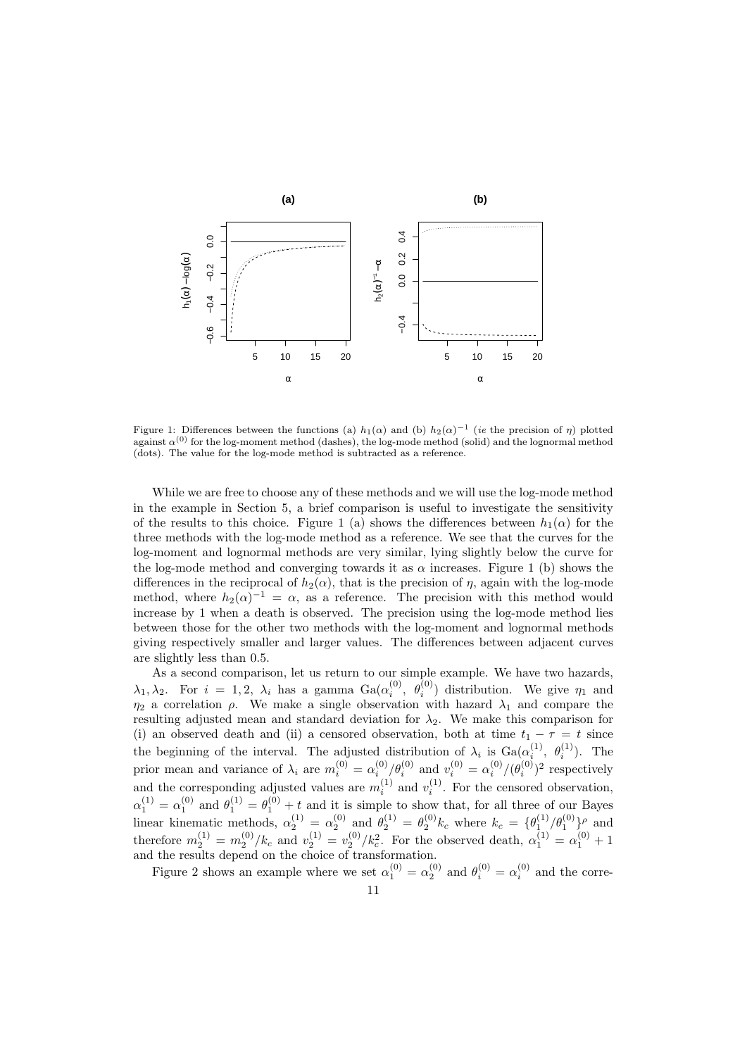Figure 1: Differences between the functions (a) $h_1(\alpha)$ and (b) $h_2(\alpha)^{-1}$ (*ie* the precision of $\eta$) plotted against $\alpha^{(0)}$ for the log-moment method (dashes), the log-mode method (solid) and the lognormal method (dots). The value for the log-mode method is subtracted as a reference.

While we are free to choose any of these methods and we will use the log-mode method in the example in Section 5, a brief comparison is useful to investigate the sensitivity of the results to this choice. Figure 1 (a) shows the differences between $h_1(\alpha)$ for the three methods with the log-mode method as a reference. We see that the curves for the log-moment and lognormal methods are very similar, lying slightly below the curve for the log-mode method and converging towards it as $\alpha$ increases. Figure 1 (b) shows the differences in the reciprocal of $h_2(\alpha)$, that is the precision of $\eta$, again with the log-mode method, where $h_2(\alpha)^{-1} = \alpha$, as a reference. The precision with this method would increase by 1 when a death is observed. The precision using the log-mode method lies between those for the other two methods with the log-moment and lognormal methods giving respectively smaller and larger values. The differences between adjacent curves are slightly less than 0.5.

As a second comparison, let us return to our simple example. We have two hazards, $\lambda_1, \lambda_2$. For $i = 1, 2$, $\lambda_i$ has a gamma $\text{Ga}(\alpha_i^{(0)},\ \theta_i^{(0)})$ distribution. We give $\eta_1$ and $\eta_2$ a correlation $\rho$. We make a single observation with hazard $\lambda_1$ and compare the resulting adjusted mean and standard deviation for $\lambda_2$. We make this comparison for (i) an observed death and (ii) a censored observation, both at time $t_1 - \tau = t$ since the beginning of the interval. The adjusted distribution of $\lambda_i$ is $\text{Ga}(\alpha_i^{(1)},\ \theta_i^{(1)})$. The prior mean and variance of $\lambda_i$ are $m_i^{(0)} = \alpha_i^{(0)}/\theta_i^{(0)}$ and $v_i^{(0)} = \alpha_i^{(0)}/(\theta_i^{(0)})^2$ respectively and the corresponding adjusted values are $m_i^{(1)}$ and $v_i^{(1)}$. For the censored observation, $\alpha_1^{(1)} = \alpha_1^{(0)}$ and $\theta_1^{(1)} = \theta_1^{(0)} + t$ and it is simple to show that, for all three of our Bayes linear kinematic methods, $\alpha_2^{(1)} = \alpha_2^{(0)}$ and $\theta_2^{(1)} = \theta_2^{(0)} k_c$ where $k_c = \{\theta_1^{(1)}/\theta_1^{(0)}\}^{\rho}$ and therefore $m_2^{(1)} = m_2^{(0)}/k_c$ and $v_2^{(1)} = v_2^{(0)}/k_c^2$. For the observed death, $\alpha_1^{(1)} = \alpha_1^{(0)} + 1$ and the results depend on the choice of transformation.

Figure 2 shows an example where we set $\alpha_1^{(0)} = \alpha_2^{(0)}$ and $\theta_i^{(0)} = \alpha_i^{(0)}$ and the corre-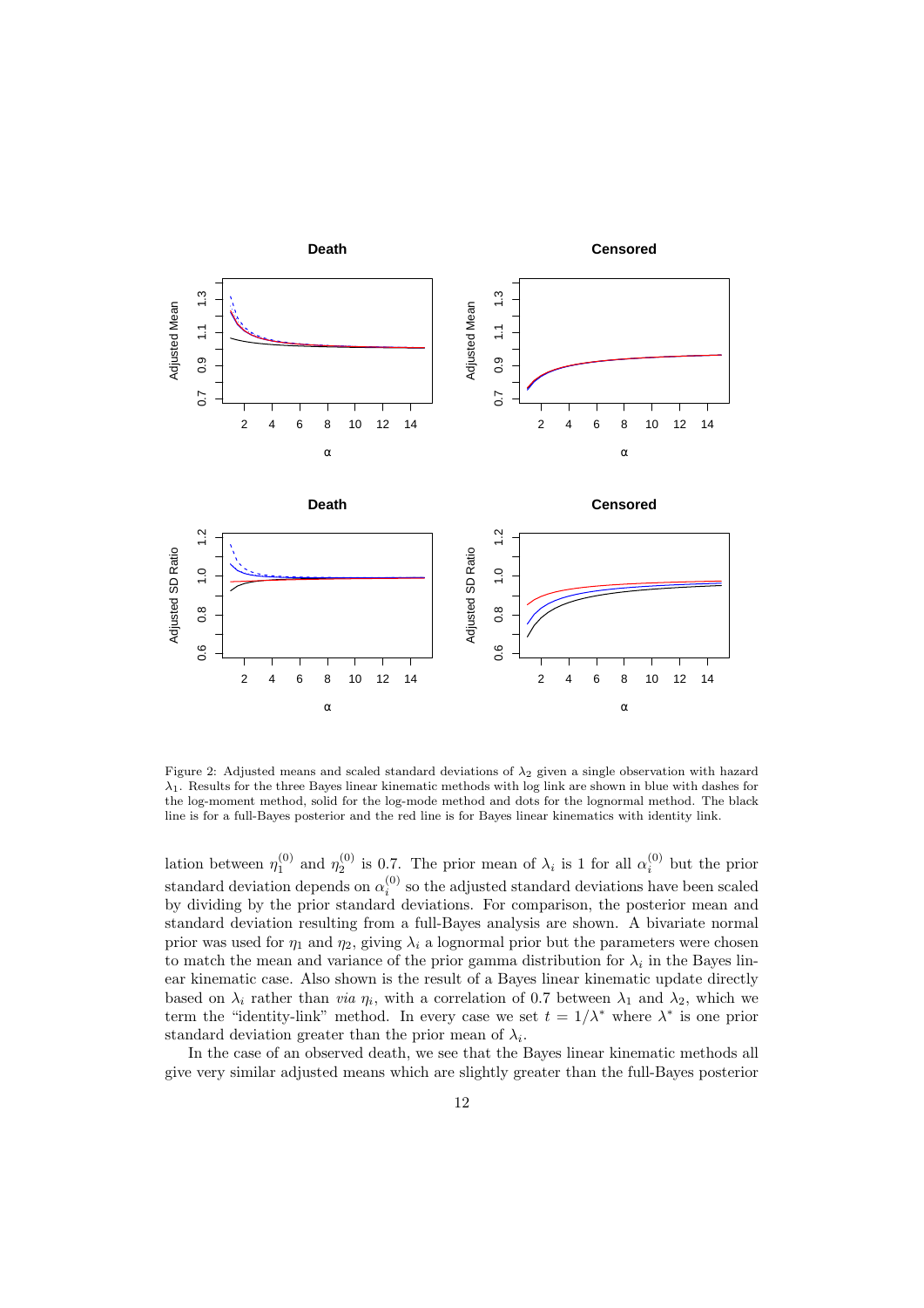Figure 2: Adjusted means and scaled standard deviations of $\lambda_2$ given a single observation with hazard $\lambda_1$. Results for the three Bayes linear kinematic methods with log link are shown in blue with dashes for the log-moment method, solid for the log-mode method and dots for the lognormal method. The black line is for a full-Bayes posterior and the red line is for Bayes linear kinematics with identity link.

lation between $\eta_1^{(0)}$ and $\eta_2^{(0)}$ is 0.7. The prior mean of $\lambda_i$ is 1 for all $\alpha_i^{(0)}$ but the prior standard deviation depends on $\alpha_i^{(0)}$ so the adjusted standard deviations have been scaled by dividing by the prior standard deviations. For comparison, the posterior mean and standard deviation resulting from a full-Bayes analysis are shown. A bivariate normal prior was used for $\eta_1$ and $\eta_2$, giving $\lambda_i$ a lognormal prior but the parameters were chosen to match the mean and variance of the prior gamma distribution for $\lambda_i$ in the Bayes linear kinematic case. Also shown is the result of a Bayes linear kinematic update directly based on $\lambda_i$ rather than *via* $\eta_i$, with a correlation of 0.7 between $\lambda_1$ and $\lambda_2$, which we term the "identity-link" method. In every case we set $t = 1/\lambda^*$ where $\lambda^*$ is one prior standard deviation greater than the prior mean of $\lambda_i$.

In the case of an observed death, we see that the Bayes linear kinematic methods all give very similar adjusted means which are slightly greater than the full-Bayes posterior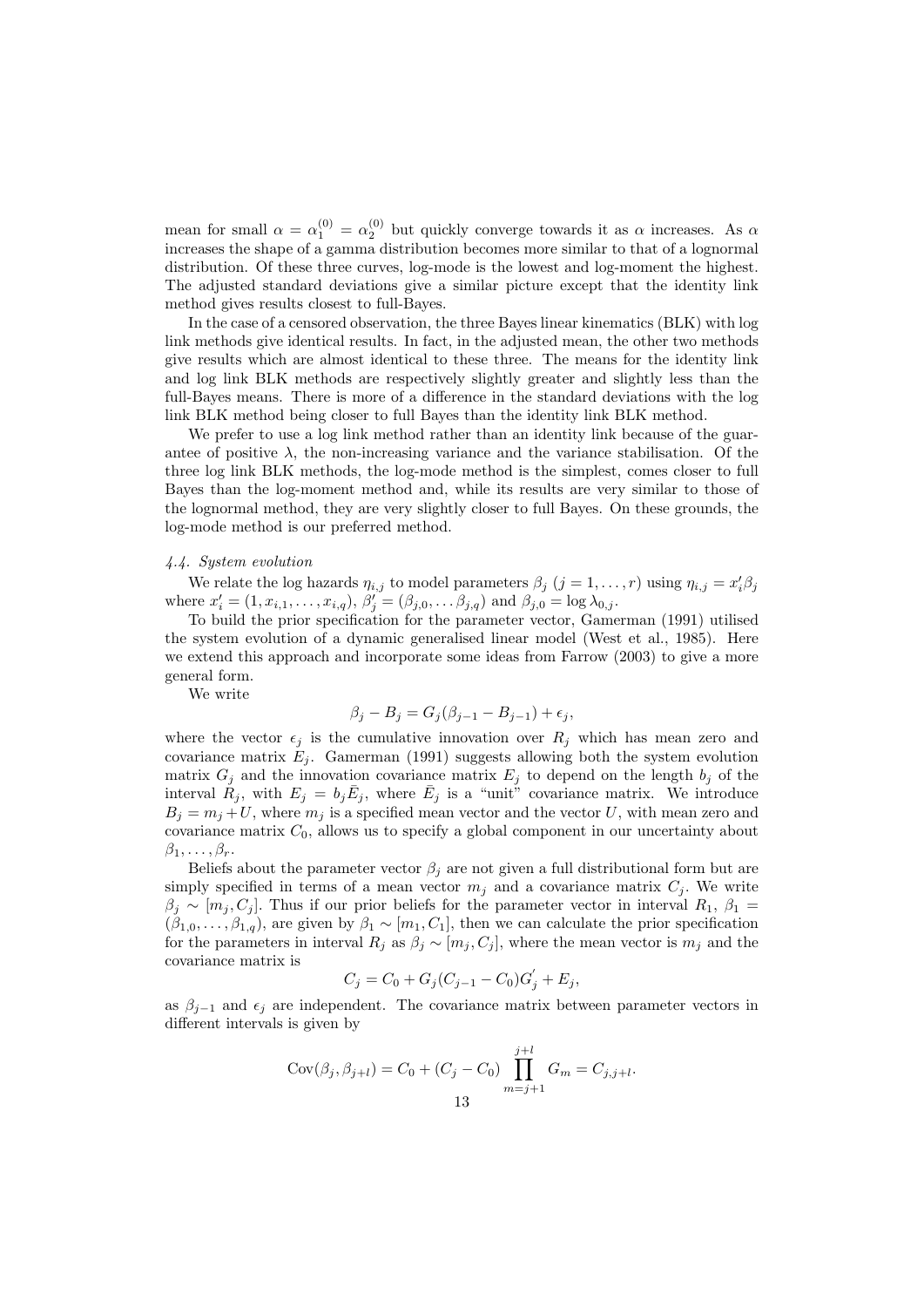mean for small $\alpha = \alpha_1^{(0)} = \alpha_2^{(0)}$ but quickly converge towards it as $\alpha$ increases. As $\alpha$ increases the shape of a gamma distribution becomes more similar to that of a lognormal distribution. Of these three curves, log-mode is the lowest and log-moment the highest. The adjusted standard deviations give a similar picture except that the identity link method gives results closest to full-Bayes.

In the case of a censored observation, the three Bayes linear kinematics (BLK) with log link methods give identical results. In fact, in the adjusted mean, the other two methods give results which are almost identical to these three. The means for the identity link and log link BLK methods are respectively slightly greater and slightly less than the full-Bayes means. There is more of a difference in the standard deviations with the log link BLK method being closer to full Bayes than the identity link BLK method.

We prefer to use a log link method rather than an identity link because of the guarantee of positive $\lambda$, the non-increasing variance and the variance stabilisation. Of the three log link BLK methods, the log-mode method is the simplest, comes closer to full Bayes than the log-moment method and, while its results are very similar to those of the lognormal method, they are very slightly closer to full Bayes. On these grounds, the log-mode method is our preferred method.

*4.4. System evolution*

We relate the log hazards $\eta_{i,j}$ to model parameters $\beta_j$ $(j = 1, \ldots, r)$ using $\eta_{i,j} = x_i'\beta_j$ where $x_i' = (1, x_{i,1}, \ldots, x_{i,q})$, $\beta_j' = (\beta_{j,0}, \ldots \beta_{j,q})$ and $\beta_{j,0} = \log \lambda_{0,j}$.

To build the prior specification for the parameter vector, Gamerman (1991) utilised the system evolution of a dynamic generalised linear model (West et al., 1985). Here we extend this approach and incorporate some ideas from Farrow (2003) to give a more general form.

We write

$$\beta_j - B_j = G_j(\beta_{j-1} - B_{j-1}) + \epsilon_j,$$

where the vector $\epsilon_j$ is the cumulative innovation over $R_j$ which has mean zero and covariance matrix $E_j$. Gamerman (1991) suggests allowing both the system evolution matrix $G_j$ and the innovation covariance matrix $E_j$ to depend on the length $b_j$ of the interval $R_j$, with $E_j = b_j\bar{E}_j$, where $\bar{E}_j$ is a "unit" covariance matrix. We introduce $B_j = m_j + U$, where $m_j$ is a specified mean vector and the vector $U$, with mean zero and covariance matrix $C_0$, allows us to specify a global component in our uncertainty about $\beta_1, \ldots, \beta_r$.

Beliefs about the parameter vector $\beta_j$ are not given a full distributional form but are simply specified in terms of a mean vector $m_j$ and a covariance matrix $C_j$. We write $\beta_j \sim [m_j, C_j]$. Thus if our prior beliefs for the parameter vector in interval $R_1$, $\beta_1 = (\beta_{1,0}, \ldots, \beta_{1,q})$, are given by $\beta_1 \sim [m_1, C_1]$, then we can calculate the prior specification for the parameters in interval $R_j$ as $\beta_j \sim [m_j, C_j]$, where the mean vector is $m_j$ and the covariance matrix is

$$C_j = C_0 + G_j(C_{j-1} - C_0)G_j' + E_j,$$

as $\beta_{j-1}$ and $\epsilon_j$ are independent. The covariance matrix between parameter vectors in different intervals is given by

$$\text{Cov}(\beta_j, \beta_{j+l}) = C_0 + (C_j - C_0) \prod_{m=j+1}^{j+l} G_m = C_{j,j+l}.$$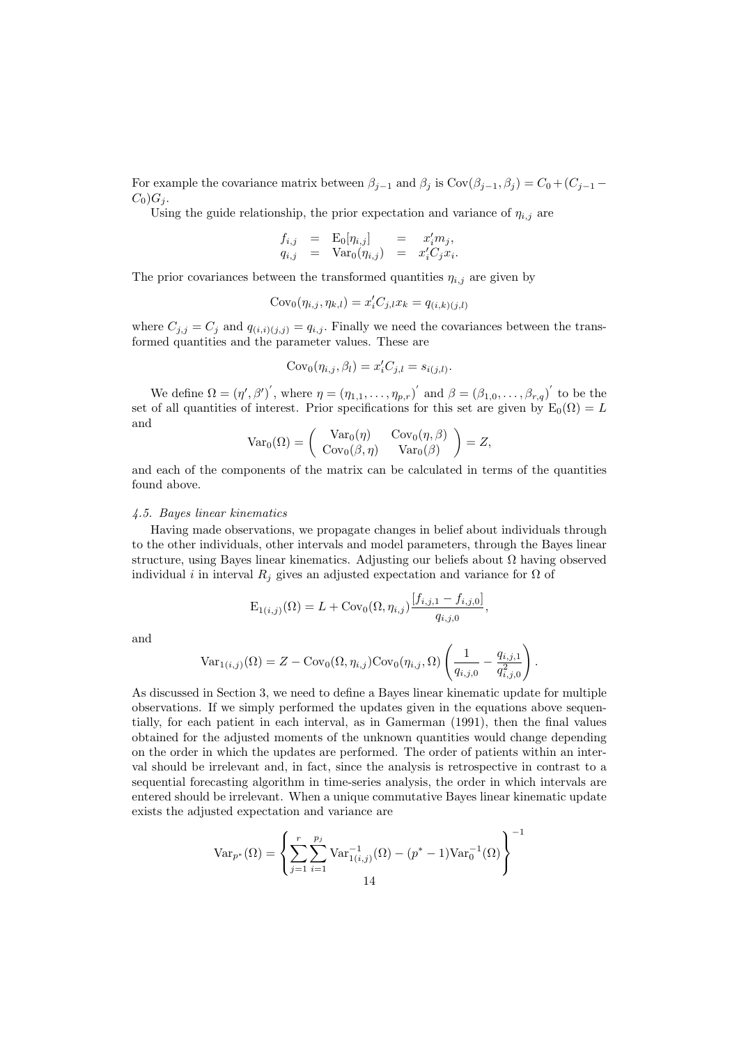For example the covariance matrix between $\beta_{j-1}$ and $\beta_j$ is $\text{Cov}(\beta_{j-1}, \beta_j) = C_0 + (C_{j-1} - C_0)G_j$.

Using the guide relationship, the prior expectation and variance of $\eta_{i,j}$ are

$$
\begin{array}{rcccl}
f_{i,j} & = & \text{E}_0[\eta_{i,j}] & = & x_i' m_j, \\
q_{i,j} & = & \text{Var}_0(\eta_{i,j}) & = & x_i' C_j x_i.
\end{array}
$$

The prior covariances between the transformed quantities $\eta_{i,j}$ are given by

$$
\text{Cov}_0(\eta_{i,j}, \eta_{k,l}) = x_i' C_{j,l} x_k = q_{(i,k)(j,l)}
$$

where $C_{j,j} = C_j$ and $q_{(i,i)(j,j)} = q_{i,j}$. Finally we need the covariances between the transformed quantities and the parameter values. These are

$$
\text{Cov}_0(\eta_{i,j}, \beta_l) = x_i' C_{j,l} = s_{i(j,l)}.
$$

We define $\Omega = (\eta', \beta')'$, where $\eta = (\eta_{1,1}, \ldots, \eta_{p,r})'$ and $\beta = (\beta_{1,0}, \ldots, \beta_{r,q})'$ to be the set of all quantities of interest. Prior specifications for this set are given by $\text{E}_0(\Omega) = L$ and

$$
\text{Var}_0(\Omega) = \begin{pmatrix} \text{Var}_0(\eta) & \text{Cov}_0(\eta, \beta) \\ \text{Cov}_0(\beta, \eta) & \text{Var}_0(\beta) \end{pmatrix} = Z,
$$

and each of the components of the matrix can be calculated in terms of the quantities found above.

### *4.5. Bayes linear kinematics*

Having made observations, we propagate changes in belief about individuals through to the other individuals, other intervals and model parameters, through the Bayes linear structure, using Bayes linear kinematics. Adjusting our beliefs about $\Omega$ having observed individual $i$ in interval $R_j$ gives an adjusted expectation and variance for $\Omega$ of

$$
\text{E}_{1(i,j)}(\Omega) = L + \text{Cov}_0(\Omega, \eta_{i,j}) \frac{[f_{i,j,1} - f_{i,j,0}]}{q_{i,j,0}},
$$

and

$$
\text{Var}_{1(i,j)}(\Omega) = Z - \text{Cov}_0(\Omega, \eta_{i,j}) \text{Cov}_0(\eta_{i,j}, \Omega) \left( \frac{1}{q_{i,j,0}} - \frac{q_{i,j,1}}{q_{i,j,0}^2} \right).
$$

As discussed in Section 3, we need to define a Bayes linear kinematic update for multiple observations. If we simply performed the updates given in the equations above sequentially, for each patient in each interval, as in Gamerman (1991), then the final values obtained for the adjusted moments of the unknown quantities would change depending on the order in which the updates are performed. The order of patients within an interval should be irrelevant and, in fact, since the analysis is retrospective in contrast to a sequential forecasting algorithm in time-series analysis, the order in which intervals are entered should be irrelevant. When a unique commutative Bayes linear kinematic update exists the adjusted expectation and variance are

$$
\text{Var}_{p^*}(\Omega) = \left\{ \sum_{j=1}^{r} \sum_{i=1}^{p_j} \text{Var}_{1(i,j)}^{-1}(\Omega) - (p^* - 1) \text{Var}_0^{-1}(\Omega) \right\}^{-1}
$$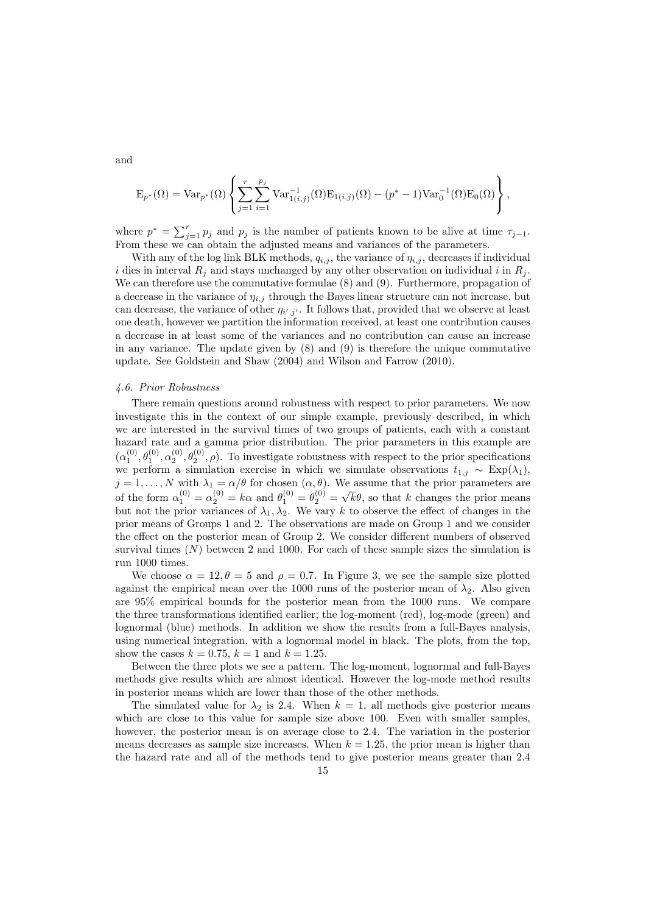and

$$\mathrm{E}_{p^*}(\Omega) = \mathrm{Var}_{p^*}(\Omega) \left\{ \sum_{j=1}^{r} \sum_{i=1}^{p_j} \mathrm{Var}_{1(i,j)}^{-1}(\Omega)\mathrm{E}_{1(i,j)}(\Omega) - (p^* - 1)\mathrm{Var}_0^{-1}(\Omega)\mathrm{E}_0(\Omega) \right\},$$

where $p^* = \sum_{j=1}^{r} p_j$ and $p_j$ is the number of patients known to be alive at time $\tau_{j-1}$. From these we can obtain the adjusted means and variances of the parameters.

With any of the log link BLK methods, $q_{i,j}$, the variance of $\eta_{i,j}$, decreases if individual $i$ dies in interval $R_j$ and stays unchanged by any other observation on individual $i$ in $R_j$. We can therefore use the commutative formulae (8) and (9). Furthermore, propagation of a decrease in the variance of $\eta_{i,j}$ through the Bayes linear structure can not increase, but can decrease, the variance of other $\eta_{i',j'}$. It follows that, provided that we observe at least one death, however we partition the information received, at least one contribution causes a decrease in at least some of the variances and no contribution can cause an increase in any variance. The update given by (8) and (9) is therefore the unique commutative update. See Goldstein and Shaw (2004) and Wilson and Farrow (2010).

### *4.6. Prior Robustness*

There remain questions around robustness with respect to prior parameters. We now investigate this in the context of our simple example, previously described, in which we are interested in the survival times of two groups of patients, each with a constant hazard rate and a gamma prior distribution. The prior parameters in this example are $(\alpha_1^{(0)}, \theta_1^{(0)}, \alpha_2^{(0)}, \theta_2^{(0)}, \rho)$. To investigate robustness with respect to the prior specifications we perform a simulation exercise in which we simulate observations $t_{1,j} \sim \mathrm{Exp}(\lambda_1)$, $j = 1, \ldots, N$ with $\lambda_1 = \alpha/\theta$ for chosen $(\alpha, \theta)$. We assume that the prior parameters are of the form $\alpha_1^{(0)} = \alpha_2^{(0)} = k\alpha$ and $\theta_1^{(0)} = \theta_2^{(0)} = \sqrt{k}\theta$, so that $k$ changes the prior means but not the prior variances of $\lambda_1, \lambda_2$. We vary $k$ to observe the effect of changes in the prior means of Groups 1 and 2. The observations are made on Group 1 and we consider the effect on the posterior mean of Group 2. We consider different numbers of observed survival times ($N$) between 2 and 1000. For each of these sample sizes the simulation is run 1000 times.

We choose $\alpha = 12, \theta = 5$ and $\rho = 0.7$. In Figure 3, we see the sample size plotted against the empirical mean over the 1000 runs of the posterior mean of $\lambda_2$. Also given are 95% empirical bounds for the posterior mean from the 1000 runs. We compare the three transformations identified earlier; the log-moment (red), log-mode (green) and lognormal (blue) methods. In addition we show the results from a full-Bayes analysis, using numerical integration, with a lognormal model in black. The plots, from the top, show the cases $k = 0.75$, $k = 1$ and $k = 1.25$.

Between the three plots we see a pattern. The log-moment, lognormal and full-Bayes methods give results which are almost identical. However the log-mode method results in posterior means which are lower than those of the other methods.

The simulated value for $\lambda_2$ is 2.4. When $k = 1$, all methods give posterior means which are close to this value for sample size above 100. Even with smaller samples, however, the posterior mean is on average close to 2.4. The variation in the posterior means decreases as sample size increases. When $k = 1.25$, the prior mean is higher than the hazard rate and all of the methods tend to give posterior means greater than 2.4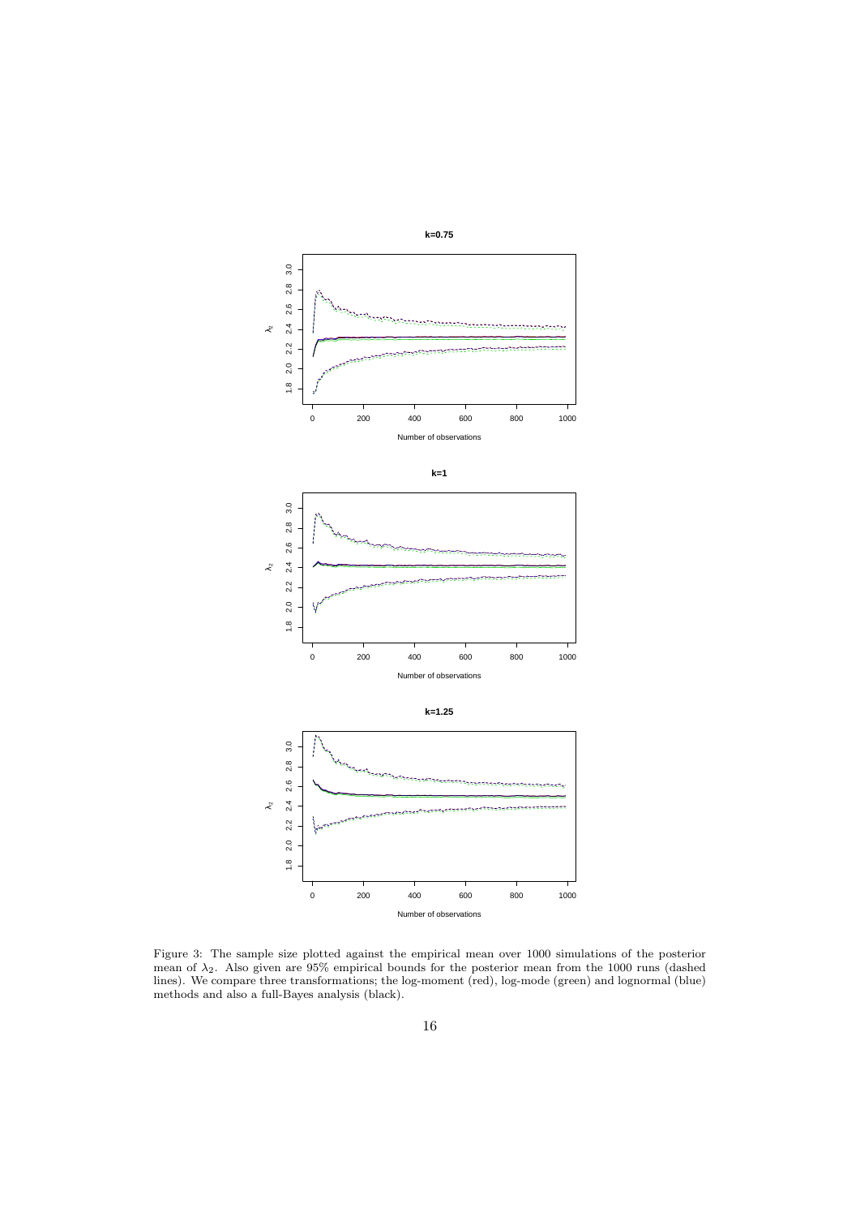Figure 3: The sample size plotted against the empirical mean over 1000 simulations of the posterior mean of $\lambda_2$. Also given are 95% empirical bounds for the posterior mean from the 1000 runs (dashed lines). We compare three transformations; the log-moment (red), log-mode (green) and lognormal (blue) methods and also a full-Bayes analysis (black).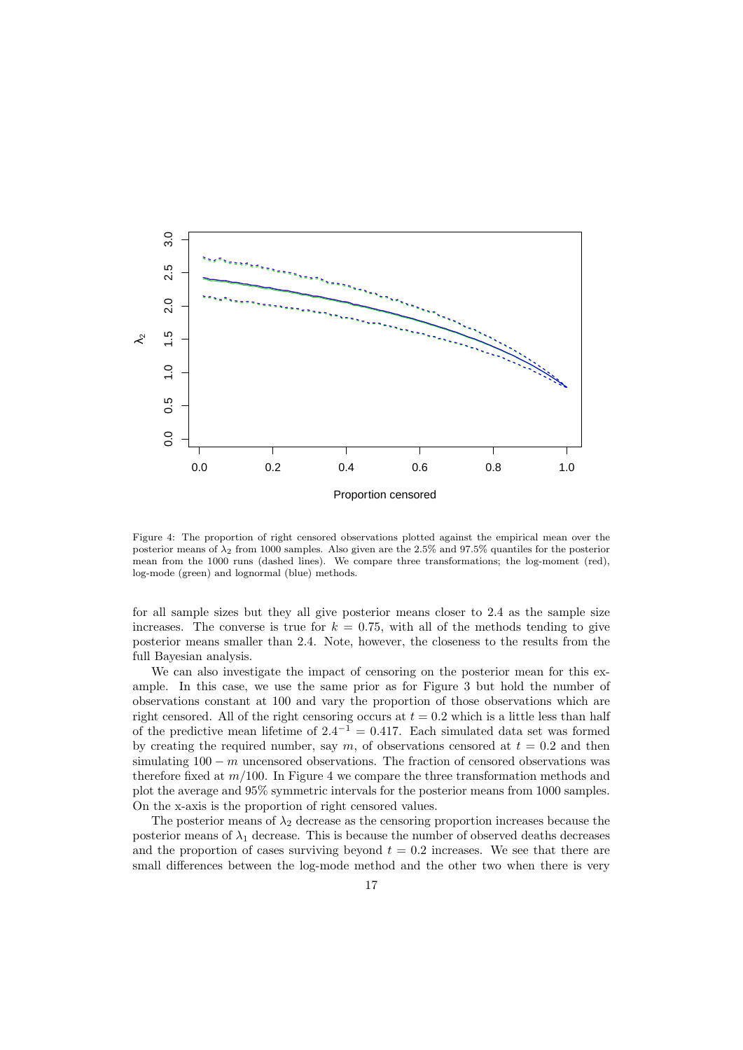Figure 4: The proportion of right censored observations plotted against the empirical mean over the posterior means of $\lambda_2$ from 1000 samples. Also given are the 2.5% and 97.5% quantiles for the posterior mean from the 1000 runs (dashed lines). We compare three transformations; the log-moment (red), log-mode (green) and lognormal (blue) methods.

for all sample sizes but they all give posterior means closer to 2.4 as the sample size increases. The converse is true for $k = 0.75$, with all of the methods tending to give posterior means smaller than 2.4. Note, however, the closeness to the results from the full Bayesian analysis.

We can also investigate the impact of censoring on the posterior mean for this example. In this case, we use the same prior as for Figure 3 but hold the number of observations constant at 100 and vary the proportion of those observations which are right censored. All of the right censoring occurs at $t = 0.2$ which is a little less than half of the predictive mean lifetime of $2.4^{-1} = 0.417$. Each simulated data set was formed by creating the required number, say $m$, of observations censored at $t = 0.2$ and then simulating $100 - m$ uncensored observations. The fraction of censored observations was therefore fixed at $m/100$. In Figure 4 we compare the three transformation methods and plot the average and 95% symmetric intervals for the posterior means from 1000 samples. On the x-axis is the proportion of right censored values.

The posterior means of $\lambda_2$ decrease as the censoring proportion increases because the posterior means of $\lambda_1$ decrease. This is because the number of observed deaths decreases and the proportion of cases surviving beyond $t = 0.2$ increases. We see that there are small differences between the log-mode method and the other two when there is very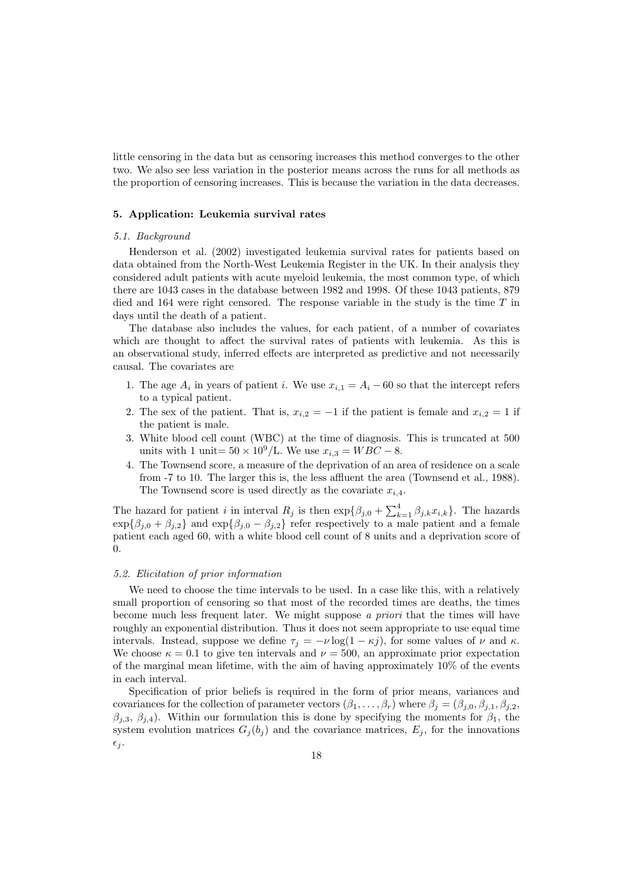little censoring in the data but as censoring increases this method converges to the other two. We also see less variation in the posterior means across the runs for all methods as the proportion of censoring increases. This is because the variation in the data decreases.

## 5. Application: Leukemia survival rates

### *5.1. Background*

Henderson et al. (2002) investigated leukemia survival rates for patients based on data obtained from the North-West Leukemia Register in the UK. In their analysis they considered adult patients with acute myeloid leukemia, the most common type, of which there are 1043 cases in the database between 1982 and 1998. Of these 1043 patients, 879 died and 164 were right censored. The response variable in the study is the time $T$ in days until the death of a patient.

The database also includes the values, for each patient, of a number of covariates which are thought to affect the survival rates of patients with leukemia. As this is an observational study, inferred effects are interpreted as predictive and not necessarily causal. The covariates are

1. The age $A_i$ in years of patient $i$. We use $x_{i,1} = A_i - 60$ so that the intercept refers to a typical patient.
2. The sex of the patient. That is, $x_{i,2} = -1$ if the patient is female and $x_{i,2} = 1$ if the patient is male.
3. White blood cell count (WBC) at the time of diagnosis. This is truncated at 500 units with 1 unit= $50 \times 10^9$/L. We use $x_{i,3} = WBC - 8$.
4. The Townsend score, a measure of the deprivation of an area of residence on a scale from -7 to 10. The larger this is, the less affluent the area (Townsend et al., 1988). The Townsend score is used directly as the covariate $x_{i,4}$.

The hazard for patient $i$ in interval $R_j$ is then $\exp\{\beta_{j,0} + \sum_{k=1}^{4} \beta_{j,k} x_{i,k}\}$. The hazards $\exp\{\beta_{j,0} + \beta_{j,2}\}$ and $\exp\{\beta_{j,0} - \beta_{j,2}\}$ refer respectively to a male patient and a female patient each aged 60, with a white blood cell count of 8 units and a deprivation score of 0.

### *5.2. Elicitation of prior information*

We need to choose the time intervals to be used. In a case like this, with a relatively small proportion of censoring so that most of the recorded times are deaths, the times become much less frequent later. We might suppose *a priori* that the times will have roughly an exponential distribution. Thus it does not seem appropriate to use equal time intervals. Instead, suppose we define $\tau_j = -\nu \log(1 - \kappa j)$, for some values of $\nu$ and $\kappa$. We choose $\kappa = 0.1$ to give ten intervals and $\nu = 500$, an approximate prior expectation of the marginal mean lifetime, with the aim of having approximately 10% of the events in each interval.

Specification of prior beliefs is required in the form of prior means, variances and covariances for the collection of parameter vectors $(\beta_1, \ldots, \beta_r)$ where $\beta_j = (\beta_{j,0}, \beta_{j,1}, \beta_{j,2}, \beta_{j,3}, \beta_{j,4})$. Within our formulation this is done by specifying the moments for $\beta_1$, the system evolution matrices $G_j(b_j)$ and the covariance matrices, $E_j$, for the innovations $\epsilon_j$.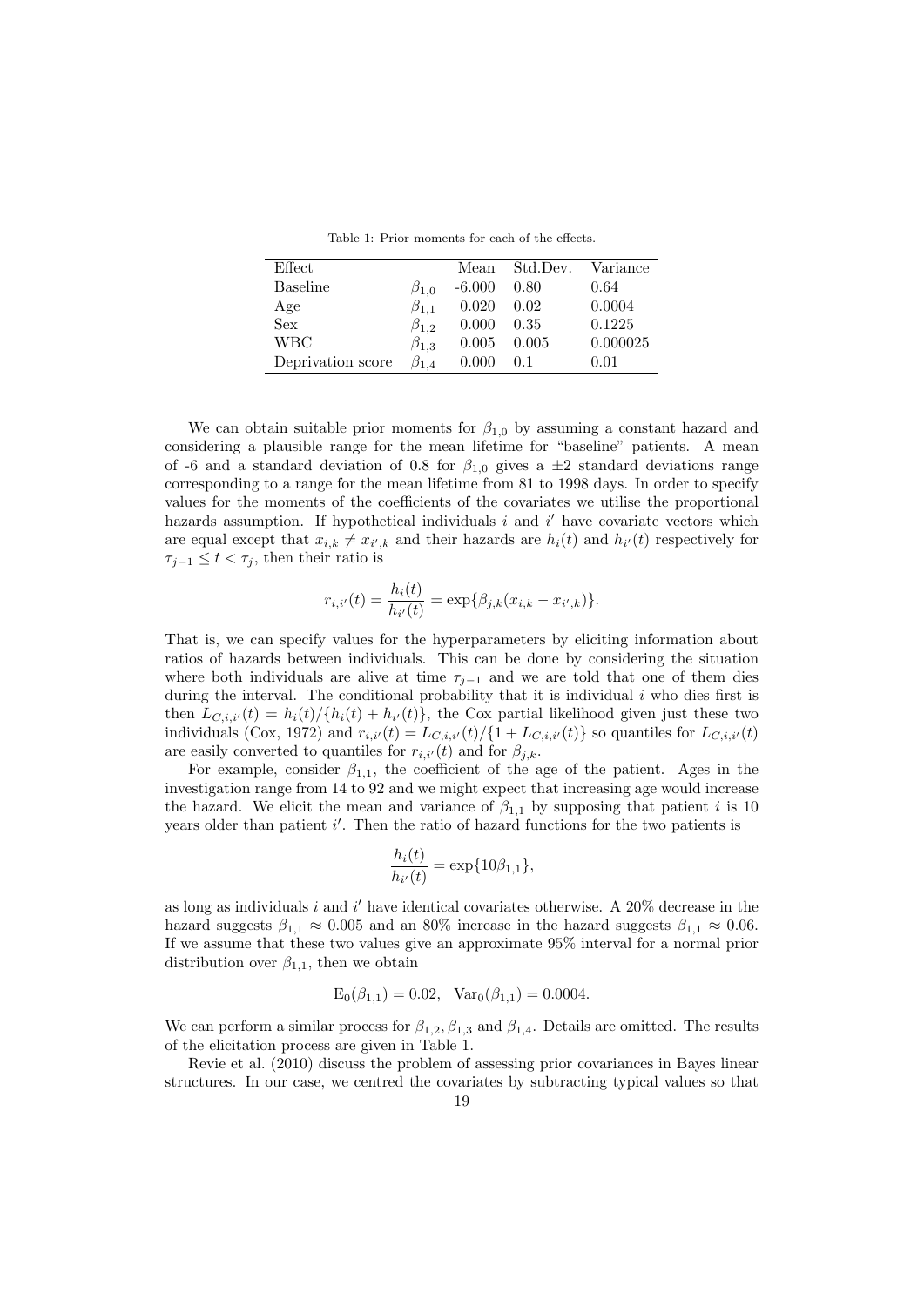Table 1: Prior moments for each of the effects.

| Effect | | Mean | Std.Dev. | Variance |
|---|---|---|---|---|
| Baseline | $\beta_{1,0}$ | -6.000 | 0.80 | 0.64 |
| Age | $\beta_{1,1}$ | 0.020 | 0.02 | 0.0004 |
| Sex | $\beta_{1,2}$ | 0.000 | 0.35 | 0.1225 |
| WBC | $\beta_{1,3}$ | 0.005 | 0.005 | 0.000025 |
| Deprivation score | $\beta_{1,4}$ | 0.000 | 0.1 | 0.01 |

We can obtain suitable prior moments for $\beta_{1,0}$ by assuming a constant hazard and considering a plausible range for the mean lifetime for "baseline" patients. A mean of -6 and a standard deviation of 0.8 for $\beta_{1,0}$ gives a $\pm 2$ standard deviations range corresponding to a range for the mean lifetime from 81 to 1998 days. In order to specify values for the moments of the coefficients of the covariates we utilise the proportional hazards assumption. If hypothetical individuals $i$ and $i'$ have covariate vectors which are equal except that $x_{i,k} \neq x_{i',k}$ and their hazards are $h_i(t)$ and $h_{i'}(t)$ respectively for $\tau_{j-1} \leq t < \tau_j$, then their ratio is

$$r_{i,i'}(t) = \frac{h_i(t)}{h_{i'}(t)} = \exp\{\beta_{j,k}(x_{i,k} - x_{i',k})\}.$$

That is, we can specify values for the hyperparameters by eliciting information about ratios of hazards between individuals. This can be done by considering the situation where both individuals are alive at time $\tau_{j-1}$ and we are told that one of them dies during the interval. The conditional probability that it is individual $i$ who dies first is then $L_{C,i,i'}(t) = h_i(t)/\{h_i(t) + h_{i'}(t)\}$, the Cox partial likelihood given just these two individuals (Cox, 1972) and $r_{i,i'}(t) = L_{C,i,i'}(t)/\{1 + L_{C,i,i'}(t)\}$ so quantiles for $L_{C,i,i'}(t)$ are easily converted to quantiles for $r_{i,i'}(t)$ and for $\beta_{j,k}$.

For example, consider $\beta_{1,1}$, the coefficient of the age of the patient. Ages in the investigation range from 14 to 92 and we might expect that increasing age would increase the hazard. We elicit the mean and variance of $\beta_{1,1}$ by supposing that patient $i$ is 10 years older than patient $i'$. Then the ratio of hazard functions for the two patients is

$$\frac{h_i(t)}{h_{i'}(t)} = \exp\{10\beta_{1,1}\},$$

as long as individuals $i$ and $i'$ have identical covariates otherwise. A 20% decrease in the hazard suggests $\beta_{1,1} \approx 0.005$ and an 80% increase in the hazard suggests $\beta_{1,1} \approx 0.06$. If we assume that these two values give an approximate 95% interval for a normal prior distribution over $\beta_{1,1}$, then we obtain

$$\mathrm{E}_0(\beta_{1,1}) = 0.02, \quad \mathrm{Var}_0(\beta_{1,1}) = 0.0004.$$

We can perform a similar process for $\beta_{1,2}, \beta_{1,3}$ and $\beta_{1,4}$. Details are omitted. The results of the elicitation process are given in Table 1.

Revie et al. (2010) discuss the problem of assessing prior covariances in Bayes linear structures. In our case, we centred the covariates by subtracting typical values so that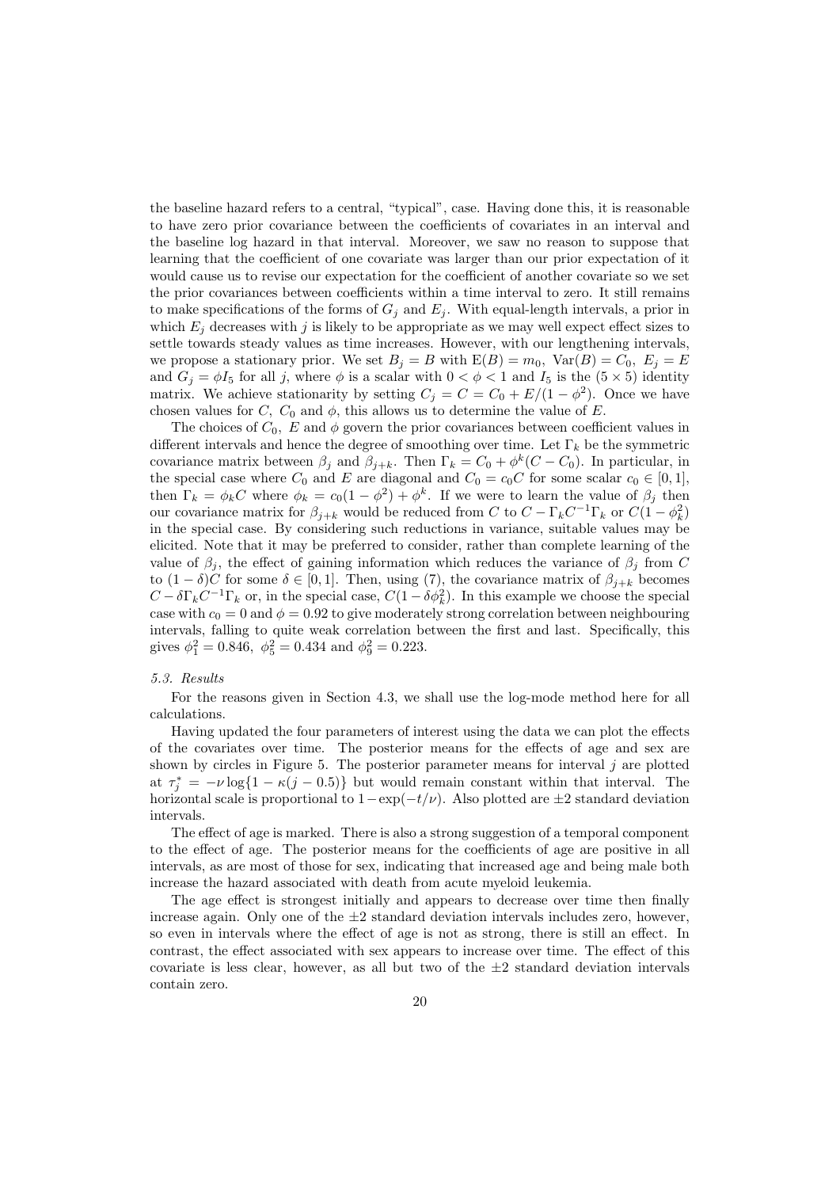the baseline hazard refers to a central, "typical", case. Having done this, it is reasonable to have zero prior covariance between the coefficients of covariates in an interval and the baseline log hazard in that interval. Moreover, we saw no reason to suppose that learning that the coefficient of one covariate was larger than our prior expectation of it would cause us to revise our expectation for the coefficient of another covariate so we set the prior covariances between coefficients within a time interval to zero. It still remains to make specifications of the forms of $G_j$ and $E_j$. With equal-length intervals, a prior in which $E_j$ decreases with $j$ is likely to be appropriate as we may well expect effect sizes to settle towards steady values as time increases. However, with our lengthening intervals, we propose a stationary prior. We set $B_j = B$ with $\mathrm{E}(B) = m_0$, $\mathrm{Var}(B) = C_0$, $E_j = E$ and $G_j = \phi I_5$ for all $j$, where $\phi$ is a scalar with $0 < \phi < 1$ and $I_5$ is the $(5 \times 5)$ identity matrix. We achieve stationarity by setting $C_j = C = C_0 + E/(1-\phi^2)$. Once we have chosen values for $C$, $C_0$ and $\phi$, this allows us to determine the value of $E$.

The choices of $C_0$, $E$ and $\phi$ govern the prior covariances between coefficient values in different intervals and hence the degree of smoothing over time. Let $\Gamma_k$ be the symmetric covariance matrix between $\beta_j$ and $\beta_{j+k}$. Then $\Gamma_k = C_0 + \phi^k(C - C_0)$. In particular, in the special case where $C_0$ and $E$ are diagonal and $C_0 = c_0 C$ for some scalar $c_0 \in [0,1]$, then $\Gamma_k = \phi_k C$ where $\phi_k = c_0(1-\phi^2) + \phi^k$. If we were to learn the value of $\beta_j$ then our covariance matrix for $\beta_{j+k}$ would be reduced from $C$ to $C - \Gamma_k C^{-1} \Gamma_k$ or $C(1-\phi_k^2)$ in the special case. By considering such reductions in variance, suitable values may be elicited. Note that it may be preferred to consider, rather than complete learning of the value of $\beta_j$, the effect of gaining information which reduces the variance of $\beta_j$ from $C$ to $(1-\delta)C$ for some $\delta \in [0,1]$. Then, using (7), the covariance matrix of $\beta_{j+k}$ becomes $C - \delta \Gamma_k C^{-1} \Gamma_k$ or, in the special case, $C(1-\delta\phi_k^2)$. In this example we choose the special case with $c_0 = 0$ and $\phi = 0.92$ to give moderately strong correlation between neighbouring intervals, falling to quite weak correlation between the first and last. Specifically, this gives $\phi_1^2 = 0.846$, $\phi_5^2 = 0.434$ and $\phi_9^2 = 0.223$.

### *5.3. Results*

For the reasons given in Section 4.3, we shall use the log-mode method here for all calculations.

Having updated the four parameters of interest using the data we can plot the effects of the covariates over time. The posterior means for the effects of age and sex are shown by circles in Figure 5. The posterior parameter means for interval $j$ are plotted at $\tau_j^* = -\nu \log\{1 - \kappa(j - 0.5)\}$ but would remain constant within that interval. The horizontal scale is proportional to $1 - \exp(-t/\nu)$. Also plotted are $\pm 2$ standard deviation intervals.

The effect of age is marked. There is also a strong suggestion of a temporal component to the effect of age. The posterior means for the coefficients of age are positive in all intervals, as are most of those for sex, indicating that increased age and being male both increase the hazard associated with death from acute myeloid leukemia.

The age effect is strongest initially and appears to decrease over time then finally increase again. Only one of the $\pm 2$ standard deviation intervals includes zero, however, so even in intervals where the effect of age is not as strong, there is still an effect. In contrast, the effect associated with sex appears to increase over time. The effect of this covariate is less clear, however, as all but two of the $\pm 2$ standard deviation intervals contain zero.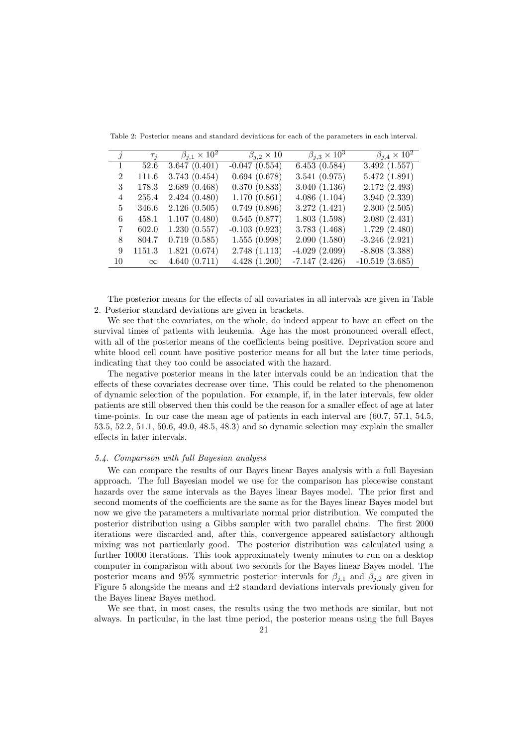Table 2: Posterior means and standard deviations for each of the parameters in each interval.

| $j$ | $\tau_j$ | $\beta_{j,1} \times 10^2$ | $\beta_{j,2} \times 10$ | $\beta_{j,3} \times 10^3$ | $\beta_{j,4} \times 10^2$ |
|---|---|---|---|---|---|
| 1 | 52.6 | 3.647 (0.401) | -0.047 (0.554) | 6.453 (0.584) | 3.492 (1.557) |
| 2 | 111.6 | 3.743 (0.454) | 0.694 (0.678) | 3.541 (0.975) | 5.472 (1.891) |
| 3 | 178.3 | 2.689 (0.468) | 0.370 (0.833) | 3.040 (1.136) | 2.172 (2.493) |
| 4 | 255.4 | 2.424 (0.480) | 1.170 (0.861) | 4.086 (1.104) | 3.940 (2.339) |
| 5 | 346.6 | 2.126 (0.505) | 0.749 (0.896) | 3.272 (1.421) | 2.300 (2.505) |
| 6 | 458.1 | 1.107 (0.480) | 0.545 (0.877) | 1.803 (1.598) | 2.080 (2.431) |
| 7 | 602.0 | 1.230 (0.557) | -0.103 (0.923) | 3.783 (1.468) | 1.729 (2.480) |
| 8 | 804.7 | 0.719 (0.585) | 1.555 (0.998) | 2.090 (1.580) | -3.246 (2.921) |
| 9 | 1151.3 | 1.821 (0.674) | 2.748 (1.113) | -4.029 (2.099) | -8.808 (3.388) |
| 10 | $\infty$ | 4.640 (0.711) | 4.428 (1.200) | -7.147 (2.426) | -10.519 (3.685) |

The posterior means for the effects of all covariates in all intervals are given in Table 2. Posterior standard deviations are given in brackets.

We see that the covariates, on the whole, do indeed appear to have an effect on the survival times of patients with leukemia. Age has the most pronounced overall effect, with all of the posterior means of the coefficients being positive. Deprivation score and white blood cell count have positive posterior means for all but the later time periods, indicating that they too could be associated with the hazard.

The negative posterior means in the later intervals could be an indication that the effects of these covariates decrease over time. This could be related to the phenomenon of dynamic selection of the population. For example, if, in the later intervals, few older patients are still observed then this could be the reason for a smaller effect of age at later time-points. In our case the mean age of patients in each interval are (60.7, 57.1, 54.5, 53.5, 52.2, 51.1, 50.6, 49.0, 48.5, 48.3) and so dynamic selection may explain the smaller effects in later intervals.

### *5.4. Comparison with full Bayesian analysis*

We can compare the results of our Bayes linear Bayes analysis with a full Bayesian approach. The full Bayesian model we use for the comparison has piecewise constant hazards over the same intervals as the Bayes linear Bayes model. The prior first and second moments of the coefficients are the same as for the Bayes linear Bayes model but now we give the parameters a multivariate normal prior distribution. We computed the posterior distribution using a Gibbs sampler with two parallel chains. The first 2000 iterations were discarded and, after this, convergence appeared satisfactory although mixing was not particularly good. The posterior distribution was calculated using a further 10000 iterations. This took approximately twenty minutes to run on a desktop computer in comparison with about two seconds for the Bayes linear Bayes model. The posterior means and 95% symmetric posterior intervals for $\beta_{j,1}$ and $\beta_{j,2}$ are given in Figure 5 alongside the means and $\pm 2$ standard deviations intervals previously given for the Bayes linear Bayes method.

We see that, in most cases, the results using the two methods are similar, but not always. In particular, in the last time period, the posterior means using the full Bayes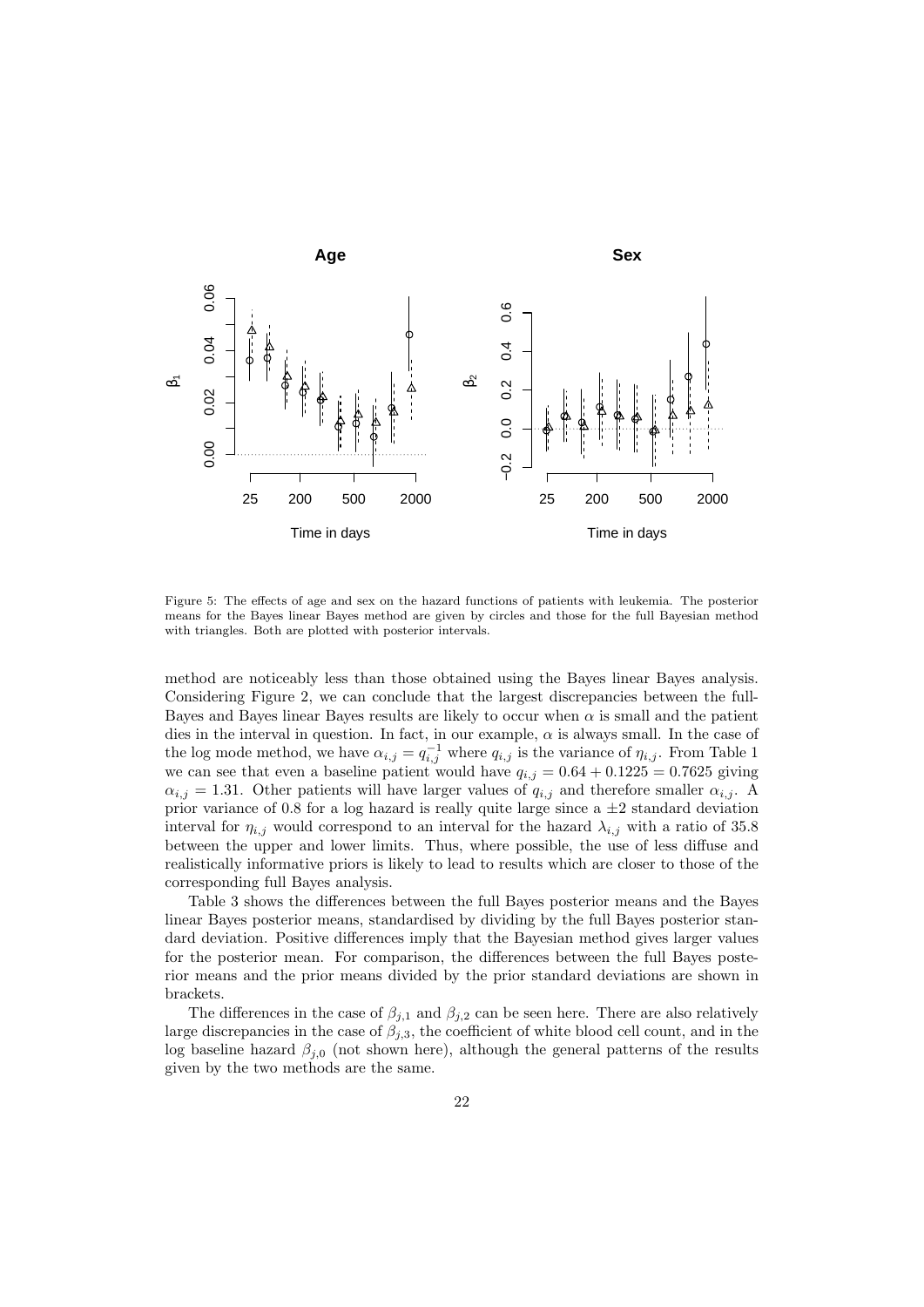Figure 5: The effects of age and sex on the hazard functions of patients with leukemia. The posterior means for the Bayes linear Bayes method are given by circles and those for the full Bayesian method with triangles. Both are plotted with posterior intervals.

method are noticeably less than those obtained using the Bayes linear Bayes analysis. Considering Figure 2, we can conclude that the largest discrepancies between the full-Bayes and Bayes linear Bayes results are likely to occur when $\alpha$ is small and the patient dies in the interval in question. In fact, in our example, $\alpha$ is always small. In the case of the log mode method, we have $\alpha_{i,j} = q_{i,j}^{-1}$ where $q_{i,j}$ is the variance of $\eta_{i,j}$. From Table 1 we can see that even a baseline patient would have $q_{i,j} = 0.64 + 0.1225 = 0.7625$ giving $\alpha_{i,j} = 1.31$. Other patients will have larger values of $q_{i,j}$ and therefore smaller $\alpha_{i,j}$. A prior variance of 0.8 for a log hazard is really quite large since a $\pm 2$ standard deviation interval for $\eta_{i,j}$ would correspond to an interval for the hazard $\lambda_{i,j}$ with a ratio of 35.8 between the upper and lower limits. Thus, where possible, the use of less diffuse and realistically informative priors is likely to lead to results which are closer to those of the corresponding full Bayes analysis.

Table 3 shows the differences between the full Bayes posterior means and the Bayes linear Bayes posterior means, standardised by dividing by the full Bayes posterior standard deviation. Positive differences imply that the Bayesian method gives larger values for the posterior mean. For comparison, the differences between the full Bayes posterior means and the prior means divided by the prior standard deviations are shown in brackets.

The differences in the case of $\beta_{j,1}$ and $\beta_{j,2}$ can be seen here. There are also relatively large discrepancies in the case of $\beta_{j,3}$, the coefficient of white blood cell count, and in the log baseline hazard $\beta_{j,0}$ (not shown here), although the general patterns of the results given by the two methods are the same.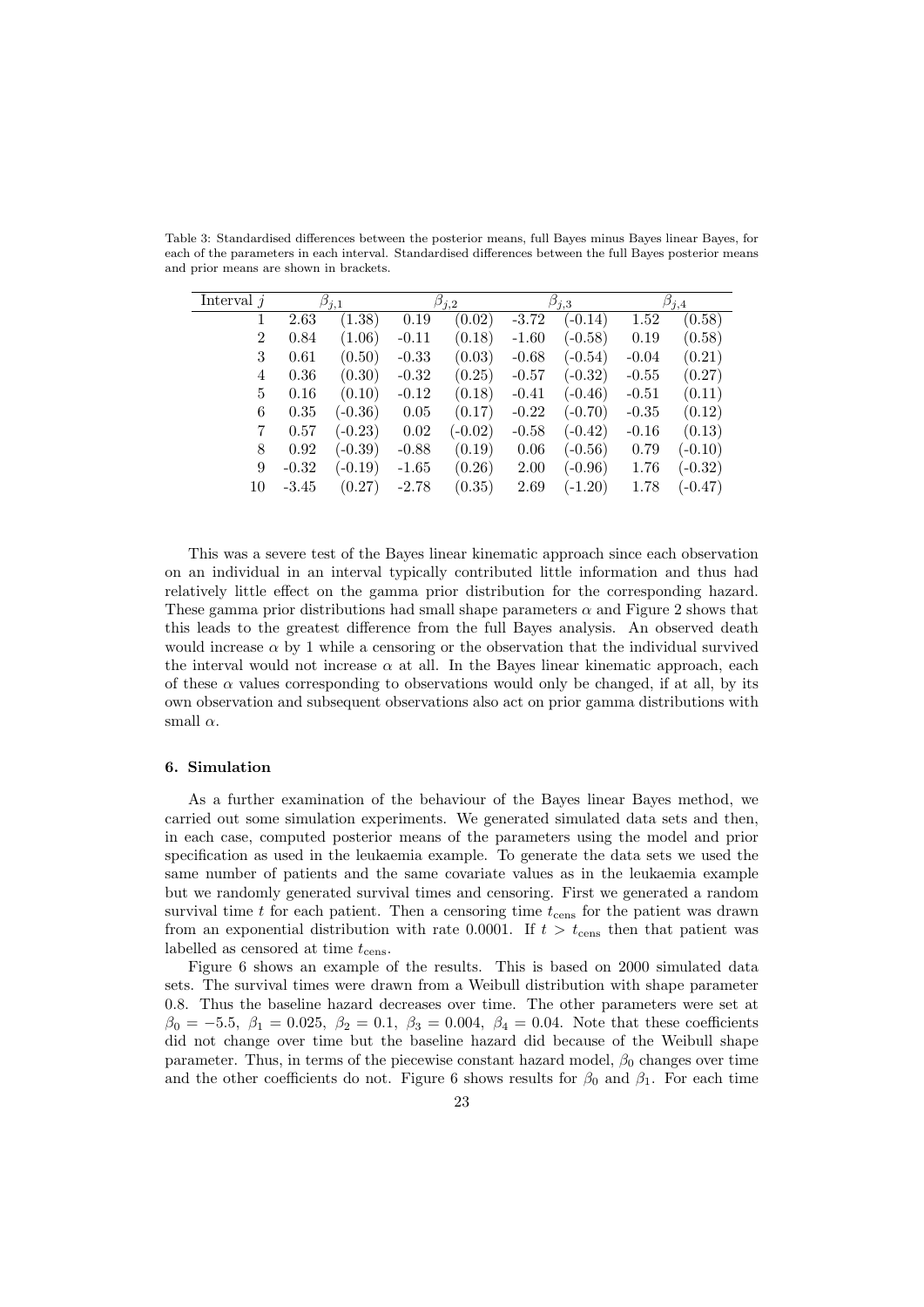Table 3: Standardised differences between the posterior means, full Bayes minus Bayes linear Bayes, for each of the parameters in each interval. Standardised differences between the full Bayes posterior means and prior means are shown in brackets.

| Interval $j$ | $\beta_{j,1}$ | | $\beta_{j,2}$ | | $\beta_{j,3}$ | | $\beta_{j,4}$ | |
|---|---|---|---|---|---|---|---|---|
| 1 | 2.63 | (1.38) | 0.19 | (0.02) | -3.72 | (-0.14) | 1.52 | (0.58) |
| 2 | 0.84 | (1.06) | -0.11 | (0.18) | -1.60 | (-0.58) | 0.19 | (0.58) |
| 3 | 0.61 | (0.50) | -0.33 | (0.03) | -0.68 | (-0.54) | -0.04 | (0.21) |
| 4 | 0.36 | (0.30) | -0.32 | (0.25) | -0.57 | (-0.32) | -0.55 | (0.27) |
| 5 | 0.16 | (0.10) | -0.12 | (0.18) | -0.41 | (-0.46) | -0.51 | (0.11) |
| 6 | 0.35 | (-0.36) | 0.05 | (0.17) | -0.22 | (-0.70) | -0.35 | (0.12) |
| 7 | 0.57 | (-0.23) | 0.02 | (-0.02) | -0.58 | (-0.42) | -0.16 | (0.13) |
| 8 | 0.92 | (-0.39) | -0.88 | (0.19) | 0.06 | (-0.56) | 0.79 | (-0.10) |
| 9 | -0.32 | (-0.19) | -1.65 | (0.26) | 2.00 | (-0.96) | 1.76 | (-0.32) |
| 10 | -3.45 | (0.27) | -2.78 | (0.35) | 2.69 | (-1.20) | 1.78 | (-0.47) |

This was a severe test of the Bayes linear kinematic approach since each observation on an individual in an interval typically contributed little information and thus had relatively little effect on the gamma prior distribution for the corresponding hazard. These gamma prior distributions had small shape parameters $\alpha$ and Figure 2 shows that this leads to the greatest difference from the full Bayes analysis. An observed death would increase $\alpha$ by 1 while a censoring or the observation that the individual survived the interval would not increase $\alpha$ at all. In the Bayes linear kinematic approach, each of these $\alpha$ values corresponding to observations would only be changed, if at all, by its own observation and subsequent observations also act on prior gamma distributions with small $\alpha$.

## 6. Simulation

As a further examination of the behaviour of the Bayes linear Bayes method, we carried out some simulation experiments. We generated simulated data sets and then, in each case, computed posterior means of the parameters using the model and prior specification as used in the leukaemia example. To generate the data sets we used the same number of patients and the same covariate values as in the leukaemia example but we randomly generated survival times and censoring. First we generated a random survival time $t$ for each patient. Then a censoring time $t_{\text{cens}}$ for the patient was drawn from an exponential distribution with rate 0.0001. If $t > t_{\text{cens}}$ then that patient was labelled as censored at time $t_{\text{cens}}$.

Figure 6 shows an example of the results. This is based on 2000 simulated data sets. The survival times were drawn from a Weibull distribution with shape parameter 0.8. Thus the baseline hazard decreases over time. The other parameters were set at $\beta_0 = -5.5,\ \beta_1 = 0.025,\ \beta_2 = 0.1,\ \beta_3 = 0.004,\ \beta_4 = 0.04$. Note that these coefficients did not change over time but the baseline hazard did because of the Weibull shape parameter. Thus, in terms of the piecewise constant hazard model, $\beta_0$ changes over time and the other coefficients do not. Figure 6 shows results for $\beta_0$ and $\beta_1$. For each time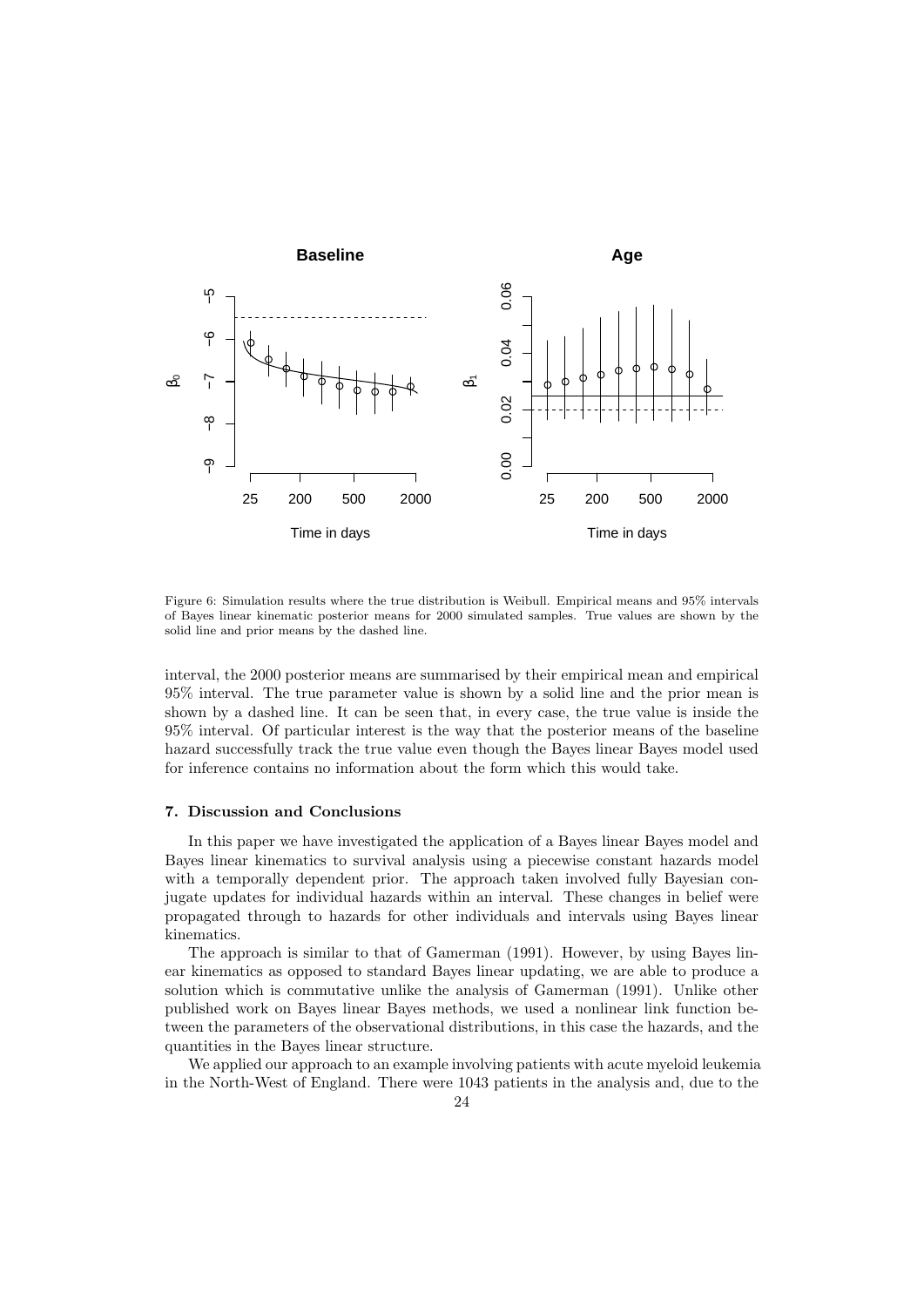Figure 6: Simulation results where the true distribution is Weibull. Empirical means and 95% intervals of Bayes linear kinematic posterior means for 2000 simulated samples. True values are shown by the solid line and prior means by the dashed line.

interval, the 2000 posterior means are summarised by their empirical mean and empirical 95% interval. The true parameter value is shown by a solid line and the prior mean is shown by a dashed line. It can be seen that, in every case, the true value is inside the 95% interval. Of particular interest is the way that the posterior means of the baseline hazard successfully track the true value even though the Bayes linear Bayes model used for inference contains no information about the form which this would take.

## 7. Discussion and Conclusions

In this paper we have investigated the application of a Bayes linear Bayes model and Bayes linear kinematics to survival analysis using a piecewise constant hazards model with a temporally dependent prior. The approach taken involved fully Bayesian conjugate updates for individual hazards within an interval. These changes in belief were propagated through to hazards for other individuals and intervals using Bayes linear kinematics.

The approach is similar to that of Gamerman (1991). However, by using Bayes linear kinematics as opposed to standard Bayes linear updating, we are able to produce a solution which is commutative unlike the analysis of Gamerman (1991). Unlike other published work on Bayes linear Bayes methods, we used a nonlinear link function between the parameters of the observational distributions, in this case the hazards, and the quantities in the Bayes linear structure.

We applied our approach to an example involving patients with acute myeloid leukemia in the North-West of England. There were 1043 patients in the analysis and, due to the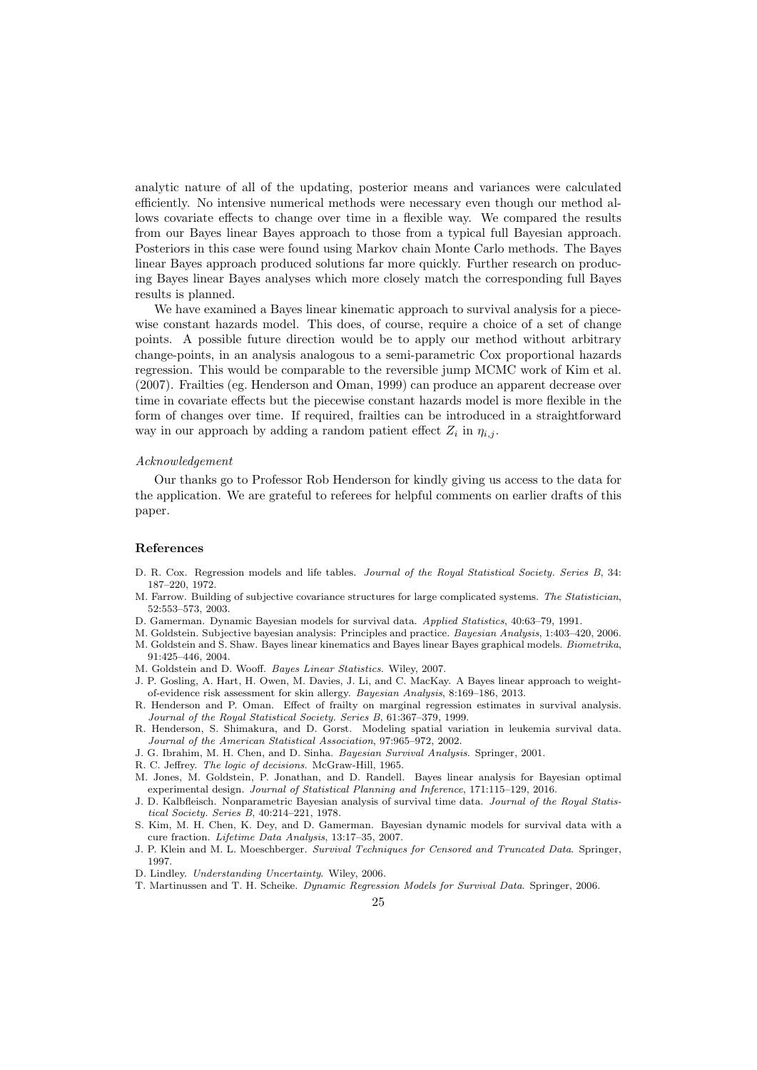analytic nature of all of the updating, posterior means and variances were calculated efficiently. No intensive numerical methods were necessary even though our method allows covariate effects to change over time in a flexible way. We compared the results from our Bayes linear Bayes approach to those from a typical full Bayesian approach. Posteriors in this case were found using Markov chain Monte Carlo methods. The Bayes linear Bayes approach produced solutions far more quickly. Further research on producing Bayes linear Bayes analyses which more closely match the corresponding full Bayes results is planned.

We have examined a Bayes linear kinematic approach to survival analysis for a piecewise constant hazards model. This does, of course, require a choice of a set of change points. A possible future direction would be to apply our method without arbitrary change-points, in an analysis analogous to a semi-parametric Cox proportional hazards regression. This would be comparable to the reversible jump MCMC work of Kim et al. (2007). Frailties (eg. Henderson and Oman, 1999) can produce an apparent decrease over time in covariate effects but the piecewise constant hazards model is more flexible in the form of changes over time. If required, frailties can be introduced in a straightforward way in our approach by adding a random patient effect $Z_i$ in $\eta_{i,j}$.

*Acknowledgement*

Our thanks go to Professor Rob Henderson for kindly giving us access to the data for the application. We are grateful to referees for helpful comments on earlier drafts of this paper.

## References

D. R. Cox. Regression models and life tables. *Journal of the Royal Statistical Society. Series B*, 34: 187–220, 1972.

M. Farrow. Building of subjective covariance structures for large complicated systems. *The Statistician*, 52:553–573, 2003.

D. Gamerman. Dynamic Bayesian models for survival data. *Applied Statistics*, 40:63–79, 1991.

M. Goldstein. Subjective bayesian analysis: Principles and practice. *Bayesian Analysis*, 1:403–420, 2006.

M. Goldstein and S. Shaw. Bayes linear kinematics and Bayes linear Bayes graphical models. *Biometrika*, 91:425–446, 2004.

M. Goldstein and D. Wooff. *Bayes Linear Statistics*. Wiley, 2007.

J. P. Gosling, A. Hart, H. Owen, M. Davies, J. Li, and C. MacKay. A Bayes linear approach to weight-of-evidence risk assessment for skin allergy. *Bayesian Analysis*, 8:169–186, 2013.

R. Henderson and P. Oman. Effect of frailty on marginal regression estimates in survival analysis. *Journal of the Royal Statistical Society. Series B*, 61:367–379, 1999.

R. Henderson, S. Shimakura, and D. Gorst. Modeling spatial variation in leukemia survival data. *Journal of the American Statistical Association*, 97:965–972, 2002.

J. G. Ibrahim, M. H. Chen, and D. Sinha. *Bayesian Survival Analysis*. Springer, 2001.

R. C. Jeffrey. *The logic of decisions*. McGraw-Hill, 1965.

M. Jones, M. Goldstein, P. Jonathan, and D. Randell. Bayes linear analysis for Bayesian optimal experimental design. *Journal of Statistical Planning and Inference*, 171:115–129, 2016.

J. D. Kalbfleisch. Nonparametric Bayesian analysis of survival time data. *Journal of the Royal Statistical Society. Series B*, 40:214–221, 1978.

S. Kim, M. H. Chen, K. Dey, and D. Gamerman. Bayesian dynamic models for survival data with a cure fraction. *Lifetime Data Analysis*, 13:17–35, 2007.

J. P. Klein and M. L. Moeschberger. *Survival Techniques for Censored and Truncated Data*. Springer, 1997.

D. Lindley. *Understanding Uncertainty*. Wiley, 2006.

T. Martinussen and T. H. Scheike. *Dynamic Regression Models for Survival Data*. Springer, 2006.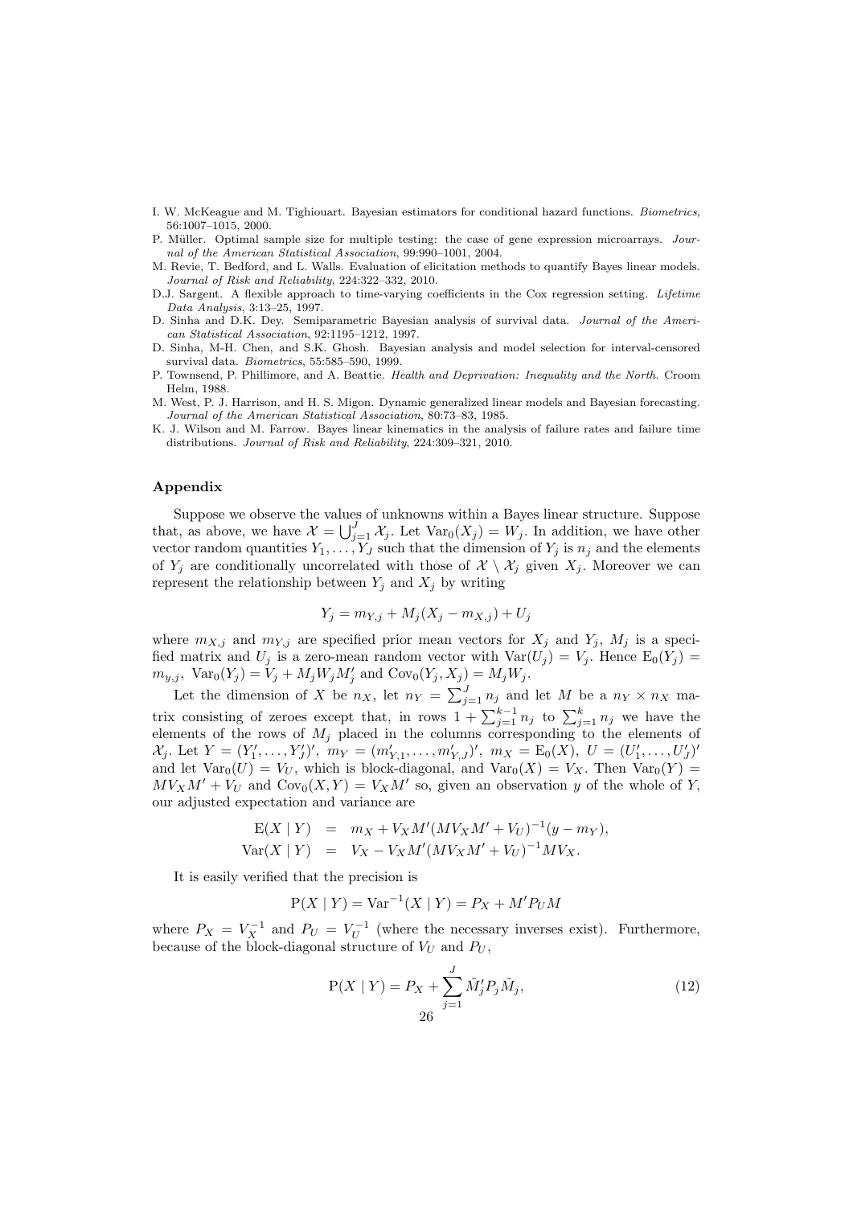I. W. McKeague and M. Tighiouart. Bayesian estimators for conditional hazard functions. *Biometrics*, 56:1007–1015, 2000.

P. Müller. Optimal sample size for multiple testing: the case of gene expression microarrays. *Journal of the American Statistical Association*, 99:990–1001, 2004.

M. Revie, T. Bedford, and L. Walls. Evaluation of elicitation methods to quantify Bayes linear models. *Journal of Risk and Reliability*, 224:322–332, 2010.

D.J. Sargent. A flexible approach to time-varying coefficients in the Cox regression setting. *Lifetime Data Analysis*, 3:13–25, 1997.

D. Sinha and D.K. Dey. Semiparametric Bayesian analysis of survival data. *Journal of the American Statistical Association*, 92:1195–1212, 1997.

D. Sinha, M-H. Chen, and S.K. Ghosh. Bayesian analysis and model selection for interval-censored survival data. *Biometrics*, 55:585–590, 1999.

P. Townsend, P. Phillimore, and A. Beattie. *Health and Deprivation: Inequality and the North*. Croom Helm, 1988.

M. West, P. J. Harrison, and H. S. Migon. Dynamic generalized linear models and Bayesian forecasting. *Journal of the American Statistical Association*, 80:73–83, 1985.

K. J. Wilson and M. Farrow. Bayes linear kinematics in the analysis of failure rates and failure time distributions. *Journal of Risk and Reliability*, 224:309–321, 2010.

## Appendix

Suppose we observe the values of unknowns within a Bayes linear structure. Suppose that, as above, we have $\mathcal{X} = \bigcup_{j=1}^{J} \mathcal{X}_j$. Let $\text{Var}_0(X_j) = W_j$. In addition, we have other vector random quantities $Y_1, \ldots, Y_J$ such that the dimension of $Y_j$ is $n_j$ and the elements of $Y_j$ are conditionally uncorrelated with those of $\mathcal{X} \setminus \mathcal{X}_j$ given $X_j$. Moreover we can represent the relationship between $Y_j$ and $X_j$ by writing

$$Y_j = m_{Y,j} + M_j(X_j - m_{X,j}) + U_j$$

where $m_{X,j}$ and $m_{Y,j}$ are specified prior mean vectors for $X_j$ and $Y_j$, $M_j$ is a specified matrix and $U_j$ is a zero-mean random vector with $\text{Var}(U_j) = V_j$. Hence $\text{E}_0(Y_j) = m_{y,j}$, $\text{Var}_0(Y_j) = V_j + M_j W_j M_j'$ and $\text{Cov}_0(Y_j, X_j) = M_j W_j$.

Let the dimension of $X$ be $n_X$, let $n_Y = \sum_{j=1}^{J} n_j$ and let $M$ be a $n_Y \times n_X$ matrix consisting of zeroes except that, in rows $1 + \sum_{j=1}^{k-1} n_j$ to $\sum_{j=1}^{k} n_j$ we have the elements of the rows of $M_j$ placed in the columns corresponding to the elements of $\mathcal{X}_j$. Let $Y = (Y_1', \ldots, Y_J')'$, $m_Y = (m_{Y,1}', \ldots, m_{Y,J}')'$, $m_X = \text{E}_0(X)$, $U = (U_1', \ldots, U_J')'$ and let $\text{Var}_0(U) = V_U$, which is block-diagonal, and $\text{Var}_0(X) = V_X$. Then $\text{Var}_0(Y) = M V_X M' + V_U$ and $\text{Cov}_0(X, Y) = V_X M'$ so, given an observation $y$ of the whole of $Y$, our adjusted expectation and variance are

$$\begin{aligned}
\text{E}(X \mid Y) &= m_X + V_X M'(M V_X M' + V_U)^{-1}(y - m_Y), \\
\text{Var}(X \mid Y) &= V_X - V_X M'(M V_X M' + V_U)^{-1} M V_X.
\end{aligned}$$

It is easily verified that the precision is

$$\text{P}(X \mid Y) = \text{Var}^{-1}(X \mid Y) = P_X + M' P_U M$$

where $P_X = V_X^{-1}$ and $P_U = V_U^{-1}$ (where the necessary inverses exist). Furthermore, because of the block-diagonal structure of $V_U$ and $P_U$,

$$\text{P}(X \mid Y) = P_X + \sum_{j=1}^{J} \tilde{M}_j' P_j \tilde{M}_j, \tag{12}$$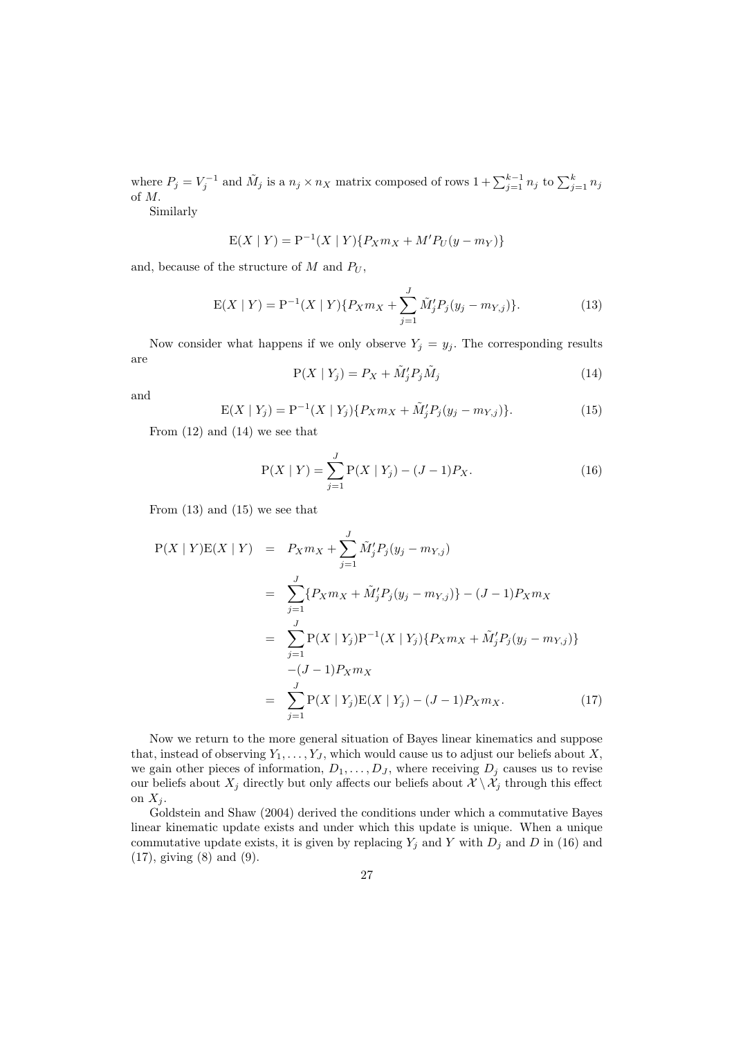where $P_j = V_j^{-1}$ and $\tilde{M}_j$ is a $n_j \times n_X$ matrix composed of rows $1 + \sum_{j=1}^{k-1} n_j$ to $\sum_{j=1}^{k} n_j$ of $M$.

Similarly

$$\mathrm{E}(X \mid Y) = \mathrm{P}^{-1}(X \mid Y)\{P_X m_X + M' P_U (y - m_Y)\}$$

and, because of the structure of $M$ and $P_U$,

$$\mathrm{E}(X \mid Y) = \mathrm{P}^{-1}(X \mid Y)\{P_X m_X + \sum_{j=1}^{J} \tilde{M}_j' P_j (y_j - m_{Y,j})\}. \tag{13}$$

Now consider what happens if we only observe $Y_j = y_j$. The corresponding results are

$$\mathrm{P}(X \mid Y_j) = P_X + \tilde{M}_j' P_j \tilde{M}_j \tag{14}$$

and

$$\mathrm{E}(X \mid Y_j) = \mathrm{P}^{-1}(X \mid Y_j)\{P_X m_X + \tilde{M}_j' P_j (y_j - m_{Y,j})\}. \tag{15}$$

From (12) and (14) we see that

$$\mathrm{P}(X \mid Y) = \sum_{j=1}^{J} \mathrm{P}(X \mid Y_j) - (J-1)P_X. \tag{16}$$

From (13) and (15) we see that

$$\begin{aligned}
\mathrm{P}(X \mid Y)\mathrm{E}(X \mid Y) &= P_X m_X + \sum_{j=1}^{J} \tilde{M}_j' P_j (y_j - m_{Y,j}) \\
&= \sum_{j=1}^{J} \{P_X m_X + \tilde{M}_j' P_j (y_j - m_{Y,j})\} - (J-1) P_X m_X \\
&= \sum_{j=1}^{J} \mathrm{P}(X \mid Y_j)\mathrm{P}^{-1}(X \mid Y_j)\{P_X m_X + \tilde{M}_j' P_j (y_j - m_{Y,j})\} \\
&\quad -(J-1) P_X m_X \\
&= \sum_{j=1}^{J} \mathrm{P}(X \mid Y_j)\mathrm{E}(X \mid Y_j) - (J-1) P_X m_X. \qquad (17)
\end{aligned}$$

Now we return to the more general situation of Bayes linear kinematics and suppose that, instead of observing $Y_1, \dots, Y_J$, which would cause us to adjust our beliefs about $X$, we gain other pieces of information, $D_1, \dots, D_J$, where receiving $D_j$ causes us to revise our beliefs about $X_j$ directly but only affects our beliefs about $\mathcal{X} \setminus \mathcal{X}_j$ through this effect on $X_j$.

Goldstein and Shaw (2004) derived the conditions under which a commutative Bayes linear kinematic update exists and under which this update is unique. When a unique commutative update exists, it is given by replacing $Y_j$ and $Y$ with $D_j$ and $D$ in (16) and (17), giving (8) and (9).